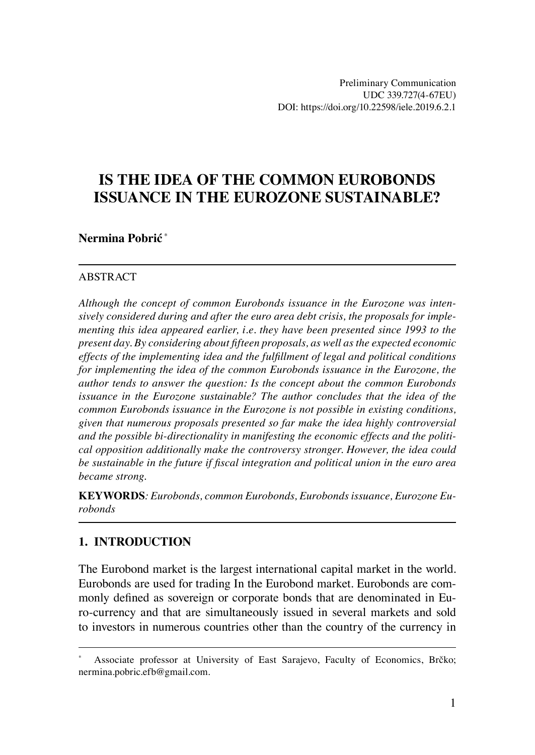Preliminary Communication
UDC 339.727(4-67EU)
DOI: https://doi.org/10.22598/iele.2019.6.2.1

# IS THE IDEA OF THE COMMON EUROBONDS ISSUANCE IN THE EUROZONE SUSTAINABLE?

**Nermina Pobrić** [*]

ABSTRACT

*Although the concept of common Eurobonds issuance in the Eurozone was intensively considered during and after the euro area debt crisis, the proposals for implementing this idea appeared earlier, i.e. they have been presented since 1993 to the present day. By considering about fifteen proposals, as well as the expected economic effects of the implementing idea and the fulfillment of legal and political conditions for implementing the idea of the common Eurobonds issuance in the Eurozone, the author tends to answer the question: Is the concept about the common Eurobonds issuance in the Eurozone sustainable? The author concludes that the idea of the common Eurobonds issuance in the Eurozone is not possible in existing conditions, given that numerous proposals presented so far make the idea highly controversial and the possible bi-directionality in manifesting the economic effects and the political opposition additionally make the controversy stronger. However, the idea could be sustainable in the future if fiscal integration and political union in the euro area became strong.*

**KEYWORDS***: Eurobonds, common Eurobonds, Eurobonds issuance, Eurozone Eurobonds*

## 1. INTRODUCTION

The Eurobond market is the largest international capital market in the world. Eurobonds are used for trading In the Eurobond market. Eurobonds are commonly defined as sovereign or corporate bonds that are denominated in Euro-currency and that are simultaneously issued in several markets and sold to investors in numerous countries other than the country of the currency in

---

[*] Associate professor at University of East Sarajevo, Faculty of Economics, Brčko; nermina.pobric.efb@gmail.com.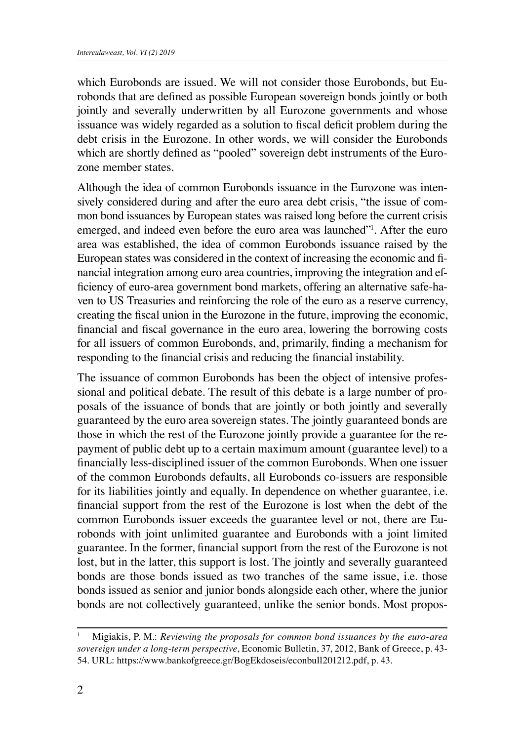which Eurobonds are issued. We will not consider those Eurobonds, but Eurobonds that are defined as possible European sovereign bonds jointly or both jointly and severally underwritten by all Eurozone governments and whose issuance was widely regarded as a solution to fiscal deficit problem during the debt crisis in the Eurozone. In other words, we will consider the Eurobonds which are shortly defined as "pooled" sovereign debt instruments of the Eurozone member states.

Although the idea of common Eurobonds issuance in the Eurozone was intensively considered during and after the euro area debt crisis, "the issue of common bond issuances by European states was raised long before the current crisis emerged, and indeed even before the euro area was launched"[1]. After the euro area was established, the idea of common Eurobonds issuance raised by the European states was considered in the context of increasing the economic and financial integration among euro area countries, improving the integration and efficiency of euro-area government bond markets, offering an alternative safe-haven to US Treasuries and reinforcing the role of the euro as a reserve currency, creating the fiscal union in the Eurozone in the future, improving the economic, financial and fiscal governance in the euro area, lowering the borrowing costs for all issuers of common Eurobonds, and, primarily, finding a mechanism for responding to the financial crisis and reducing the financial instability.

The issuance of common Eurobonds has been the object of intensive professional and political debate. The result of this debate is a large number of proposals of the issuance of bonds that are jointly or both jointly and severally guaranteed by the euro area sovereign states. The jointly guaranteed bonds are those in which the rest of the Eurozone jointly provide a guarantee for the repayment of public debt up to a certain maximum amount (guarantee level) to a financially less-disciplined issuer of the common Eurobonds. When one issuer of the common Eurobonds defaults, all Eurobonds co-issuers are responsible for its liabilities jointly and equally. In dependence on whether guarantee, i.e. financial support from the rest of the Eurozone is lost when the debt of the common Eurobonds issuer exceeds the guarantee level or not, there are Eurobonds with joint unlimited guarantee and Eurobonds with a joint limited guarantee. In the former, financial support from the rest of the Eurozone is not lost, but in the latter, this support is lost. The jointly and severally guaranteed bonds are those bonds issued as two tranches of the same issue, i.e. those bonds issued as senior and junior bonds alongside each other, where the junior bonds are not collectively guaranteed, unlike the senior bonds. Most propos-

[1] Migiakis, P. M.: *Reviewing the proposals for common bond issuances by the euro-area sovereign under a long-term perspective*, Economic Bulletin, 37, 2012, Bank of Greece, p. 43-54. URL: https://www.bankofgreece.gr/BogEkdoseis/econbull201212.pdf, p. 43.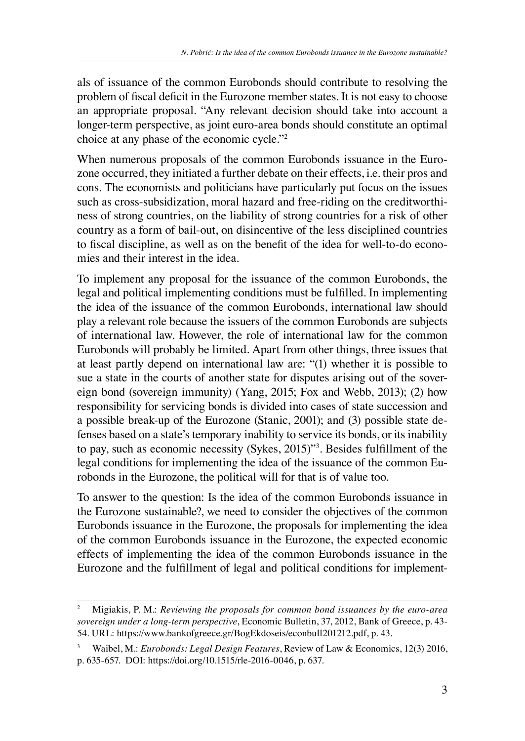als of issuance of the common Eurobonds should contribute to resolving the problem of fiscal deficit in the Eurozone member states. It is not easy to choose an appropriate proposal. "Any relevant decision should take into account a longer-term perspective, as joint euro-area bonds should constitute an optimal choice at any phase of the economic cycle."[2]

When numerous proposals of the common Eurobonds issuance in the Eurozone occurred, they initiated a further debate on their effects, i.e. their pros and cons. The economists and politicians have particularly put focus on the issues such as cross-subsidization, moral hazard and free-riding on the creditworthiness of strong countries, on the liability of strong countries for a risk of other country as a form of bail-out, on disincentive of the less disciplined countries to fiscal discipline, as well as on the benefit of the idea for well-to-do economies and their interest in the idea.

To implement any proposal for the issuance of the common Eurobonds, the legal and political implementing conditions must be fulfilled. In implementing the idea of the issuance of the common Eurobonds, international law should play a relevant role because the issuers of the common Eurobonds are subjects of international law. However, the role of international law for the common Eurobonds will probably be limited. Apart from other things, three issues that at least partly depend on international law are: "(1) whether it is possible to sue a state in the courts of another state for disputes arising out of the sovereign bond (sovereign immunity) (Yang, 2015; Fox and Webb, 2013); (2) how responsibility for servicing bonds is divided into cases of state succession and a possible break-up of the Eurozone (Stanic, 2001); and (3) possible state defenses based on a state's temporary inability to service its bonds, or its inability to pay, such as economic necessity (Sykes, 2015)"[3]. Besides fulfillment of the legal conditions for implementing the idea of the issuance of the common Eurobonds in the Eurozone, the political will for that is of value too.

To answer to the question: Is the idea of the common Eurobonds issuance in the Eurozone sustainable?, we need to consider the objectives of the common Eurobonds issuance in the Eurozone, the proposals for implementing the idea of the common Eurobonds issuance in the Eurozone, the expected economic effects of implementing the idea of the common Eurobonds issuance in the Eurozone and the fulfillment of legal and political conditions for implement-

---

[2] Migiakis, P. M.: *Reviewing the proposals for common bond issuances by the euro-area sovereign under a long-term perspective*, Economic Bulletin, 37, 2012, Bank of Greece, p. 43-54. URL: https://www.bankofgreece.gr/BogEkdoseis/econbull201212.pdf, p. 43.

[3] Waibel, M.: *Eurobonds: Legal Design Features*, Review of Law & Economics, 12(3) 2016, p. 635-657. DOI: https://doi.org/10.1515/rle-2016-0046, p. 637.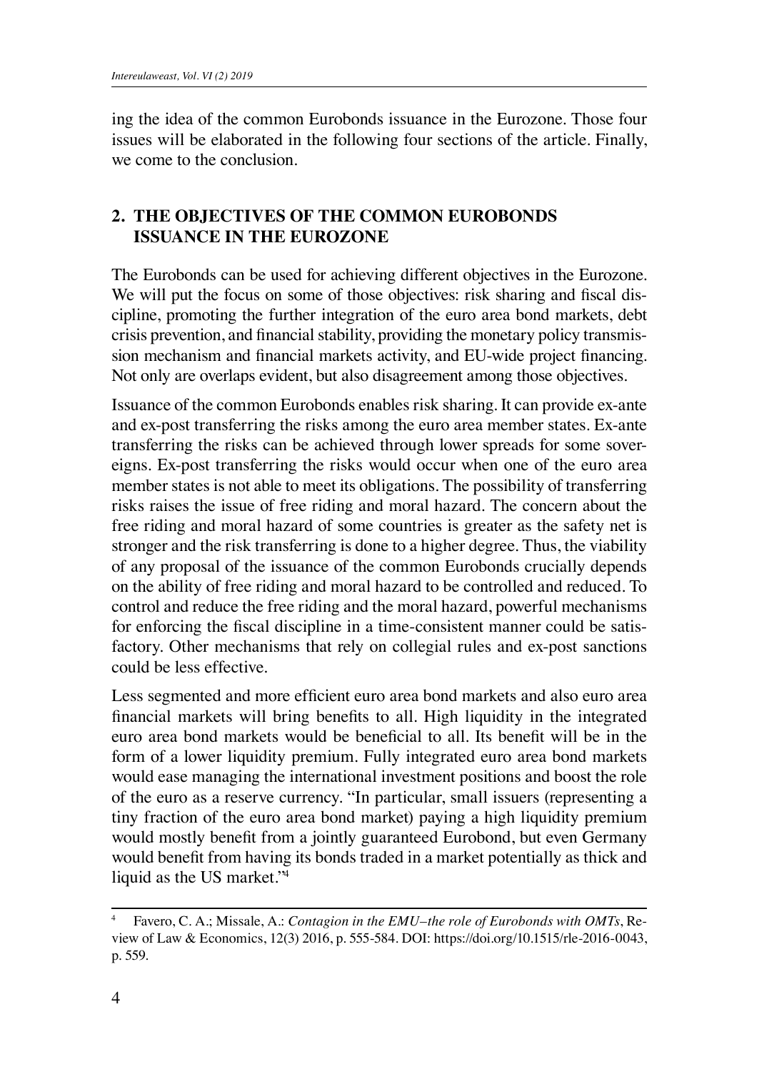ing the idea of the common Eurobonds issuance in the Eurozone. Those four issues will be elaborated in the following four sections of the article. Finally, we come to the conclusion.

## 2. THE OBJECTIVES OF THE COMMON EUROBONDS ISSUANCE IN THE EUROZONE

The Eurobonds can be used for achieving different objectives in the Eurozone. We will put the focus on some of those objectives: risk sharing and fiscal discipline, promoting the further integration of the euro area bond markets, debt crisis prevention, and financial stability, providing the monetary policy transmission mechanism and financial markets activity, and EU-wide project financing. Not only are overlaps evident, but also disagreement among those objectives.

Issuance of the common Eurobonds enables risk sharing. It can provide ex-ante and ex-post transferring the risks among the euro area member states. Ex-ante transferring the risks can be achieved through lower spreads for some sovereigns. Ex-post transferring the risks would occur when one of the euro area member states is not able to meet its obligations. The possibility of transferring risks raises the issue of free riding and moral hazard. The concern about the free riding and moral hazard of some countries is greater as the safety net is stronger and the risk transferring is done to a higher degree. Thus, the viability of any proposal of the issuance of the common Eurobonds crucially depends on the ability of free riding and moral hazard to be controlled and reduced. To control and reduce the free riding and the moral hazard, powerful mechanisms for enforcing the fiscal discipline in a time-consistent manner could be satisfactory. Other mechanisms that rely on collegial rules and ex-post sanctions could be less effective.

Less segmented and more efficient euro area bond markets and also euro area financial markets will bring benefits to all. High liquidity in the integrated euro area bond markets would be beneficial to all. Its benefit will be in the form of a lower liquidity premium. Fully integrated euro area bond markets would ease managing the international investment positions and boost the role of the euro as a reserve currency. "In particular, small issuers (representing a tiny fraction of the euro area bond market) paying a high liquidity premium would mostly benefit from a jointly guaranteed Eurobond, but even Germany would benefit from having its bonds traded in a market potentially as thick and liquid as the US market."[4]

---

[4] Favero, C. A.; Missale, A.: *Contagion in the EMU–the role of Eurobonds with OMTs*, Review of Law & Economics, 12(3) 2016, p. 555-584. DOI: https://doi.org/10.1515/rle-2016-0043, p. 559.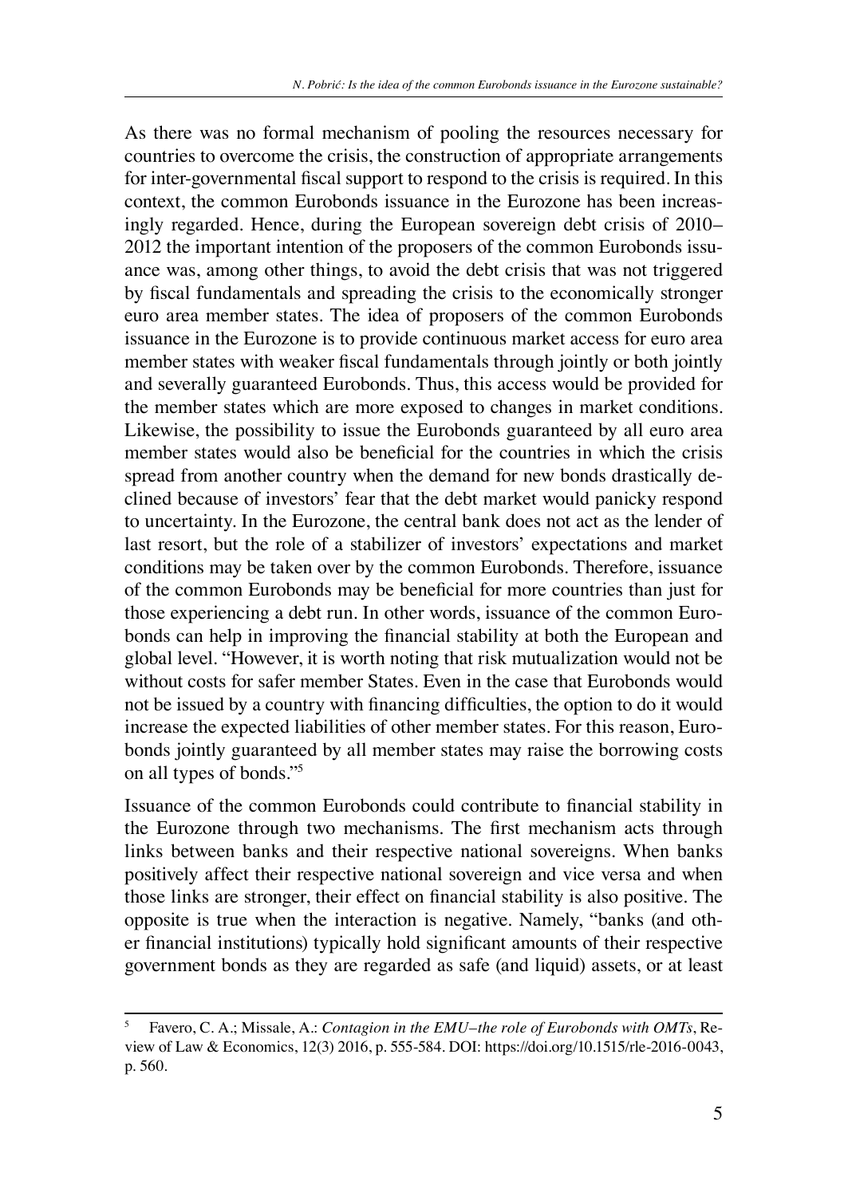As there was no formal mechanism of pooling the resources necessary for countries to overcome the crisis, the construction of appropriate arrangements for inter-governmental fiscal support to respond to the crisis is required. In this context, the common Eurobonds issuance in the Eurozone has been increasingly regarded. Hence, during the European sovereign debt crisis of 2010–2012 the important intention of the proposers of the common Eurobonds issuance was, among other things, to avoid the debt crisis that was not triggered by fiscal fundamentals and spreading the crisis to the economically stronger euro area member states. The idea of proposers of the common Eurobonds issuance in the Eurozone is to provide continuous market access for euro area member states with weaker fiscal fundamentals through jointly or both jointly and severally guaranteed Eurobonds. Thus, this access would be provided for the member states which are more exposed to changes in market conditions. Likewise, the possibility to issue the Eurobonds guaranteed by all euro area member states would also be beneficial for the countries in which the crisis spread from another country when the demand for new bonds drastically declined because of investors' fear that the debt market would panicky respond to uncertainty. In the Eurozone, the central bank does not act as the lender of last resort, but the role of a stabilizer of investors' expectations and market conditions may be taken over by the common Eurobonds. Therefore, issuance of the common Eurobonds may be beneficial for more countries than just for those experiencing a debt run. In other words, issuance of the common Eurobonds can help in improving the financial stability at both the European and global level. "However, it is worth noting that risk mutualization would not be without costs for safer member States. Even in the case that Eurobonds would not be issued by a country with financing difficulties, the option to do it would increase the expected liabilities of other member states. For this reason, Eurobonds jointly guaranteed by all member states may raise the borrowing costs on all types of bonds."[5]

Issuance of the common Eurobonds could contribute to financial stability in the Eurozone through two mechanisms. The first mechanism acts through links between banks and their respective national sovereigns. When banks positively affect their respective national sovereign and vice versa and when those links are stronger, their effect on financial stability is also positive. The opposite is true when the interaction is negative. Namely, "banks (and other financial institutions) typically hold significant amounts of their respective government bonds as they are regarded as safe (and liquid) assets, or at least

---

[5] Favero, C. A.; Missale, A.: *Contagion in the EMU–the role of Eurobonds with OMTs*, Review of Law & Economics, 12(3) 2016, p. 555-584. DOI: https://doi.org/10.1515/rle-2016-0043, p. 560.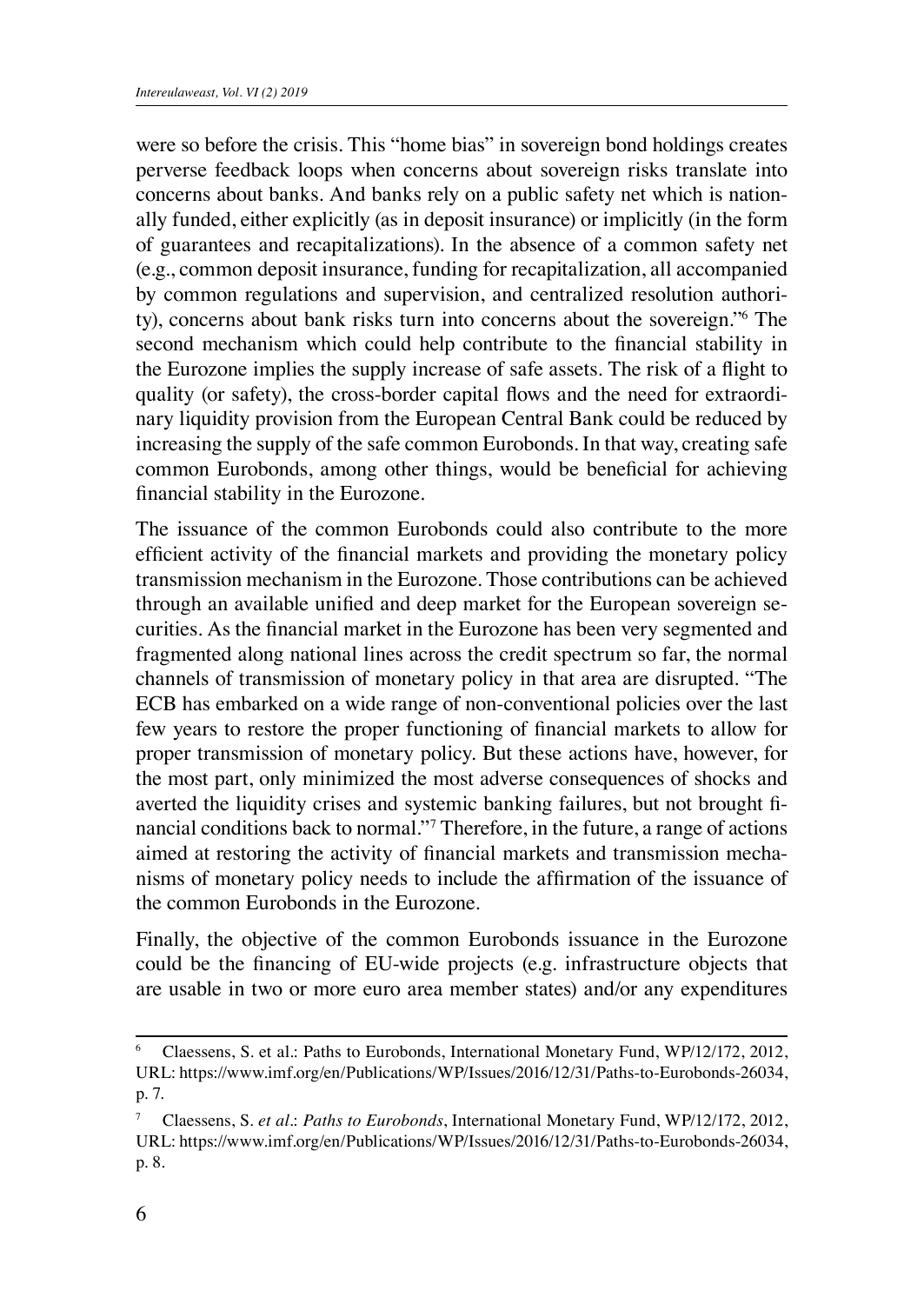were so before the crisis. This "home bias" in sovereign bond holdings creates perverse feedback loops when concerns about sovereign risks translate into concerns about banks. And banks rely on a public safety net which is nationally funded, either explicitly (as in deposit insurance) or implicitly (in the form of guarantees and recapitalizations). In the absence of a common safety net (e.g., common deposit insurance, funding for recapitalization, all accompanied by common regulations and supervision, and centralized resolution authority), concerns about bank risks turn into concerns about the sovereign."[6] The second mechanism which could help contribute to the financial stability in the Eurozone implies the supply increase of safe assets. The risk of a flight to quality (or safety), the cross-border capital flows and the need for extraordinary liquidity provision from the European Central Bank could be reduced by increasing the supply of the safe common Eurobonds. In that way, creating safe common Eurobonds, among other things, would be beneficial for achieving financial stability in the Eurozone.

The issuance of the common Eurobonds could also contribute to the more efficient activity of the financial markets and providing the monetary policy transmission mechanism in the Eurozone. Those contributions can be achieved through an available unified and deep market for the European sovereign securities. As the financial market in the Eurozone has been very segmented and fragmented along national lines across the credit spectrum so far, the normal channels of transmission of monetary policy in that area are disrupted. "The ECB has embarked on a wide range of non-conventional policies over the last few years to restore the proper functioning of financial markets to allow for proper transmission of monetary policy. But these actions have, however, for the most part, only minimized the most adverse consequences of shocks and averted the liquidity crises and systemic banking failures, but not brought financial conditions back to normal."[7] Therefore, in the future, a range of actions aimed at restoring the activity of financial markets and transmission mechanisms of monetary policy needs to include the affirmation of the issuance of the common Eurobonds in the Eurozone.

Finally, the objective of the common Eurobonds issuance in the Eurozone could be the financing of EU-wide projects (e.g. infrastructure objects that are usable in two or more euro area member states) and/or any expenditures

---

[6] Claessens, S. et al.: Paths to Eurobonds, International Monetary Fund, WP/12/172, 2012, URL: https://www.imf.org/en/Publications/WP/Issues/2016/12/31/Paths-to-Eurobonds-26034, p. 7.

[7] Claessens, S. *et al*.: *Paths to Eurobonds*, International Monetary Fund, WP/12/172, 2012, URL: https://www.imf.org/en/Publications/WP/Issues/2016/12/31/Paths-to-Eurobonds-26034, p. 8.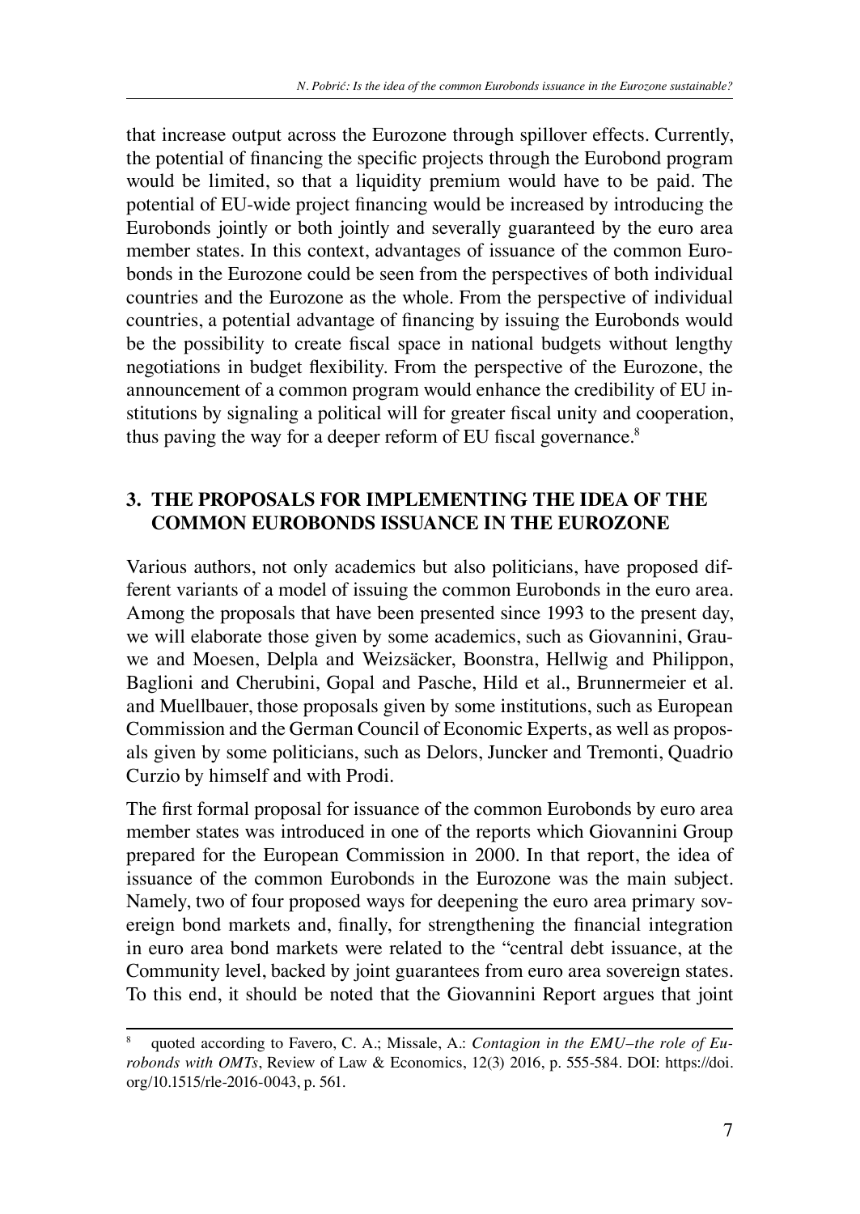that increase output across the Eurozone through spillover effects. Currently, the potential of financing the specific projects through the Eurobond program would be limited, so that a liquidity premium would have to be paid. The potential of EU-wide project financing would be increased by introducing the Eurobonds jointly or both jointly and severally guaranteed by the euro area member states. In this context, advantages of issuance of the common Eurobonds in the Eurozone could be seen from the perspectives of both individual countries and the Eurozone as the whole. From the perspective of individual countries, a potential advantage of financing by issuing the Eurobonds would be the possibility to create fiscal space in national budgets without lengthy negotiations in budget flexibility. From the perspective of the Eurozone, the announcement of a common program would enhance the credibility of EU institutions by signaling a political will for greater fiscal unity and cooperation, thus paving the way for a deeper reform of EU fiscal governance.[8]

## 3. THE PROPOSALS FOR IMPLEMENTING THE IDEA OF THE COMMON EUROBONDS ISSUANCE IN THE EUROZONE

Various authors, not only academics but also politicians, have proposed different variants of a model of issuing the common Eurobonds in the euro area. Among the proposals that have been presented since 1993 to the present day, we will elaborate those given by some academics, such as Giovannini, Grauwe and Moesen, Delpla and Weizsäcker, Boonstra, Hellwig and Philippon, Baglioni and Cherubini, Gopal and Pasche, Hild et al., Brunnermeier et al. and Muellbauer, those proposals given by some institutions, such as European Commission and the German Council of Economic Experts, as well as proposals given by some politicians, such as Delors, Juncker and Tremonti, Quadrio Curzio by himself and with Prodi.

The first formal proposal for issuance of the common Eurobonds by euro area member states was introduced in one of the reports which Giovannini Group prepared for the European Commission in 2000. In that report, the idea of issuance of the common Eurobonds in the Eurozone was the main subject. Namely, two of four proposed ways for deepening the euro area primary sovereign bond markets and, finally, for strengthening the financial integration in euro area bond markets were related to the "central debt issuance, at the Community level, backed by joint guarantees from euro area sovereign states. To this end, it should be noted that the Giovannini Report argues that joint

---

[8] quoted according to Favero, C. A.; Missale, A.: *Contagion in the EMU–the role of Eurobonds with OMTs*, Review of Law & Economics, 12(3) 2016, p. 555-584. DOI: https://doi.org/10.1515/rle-2016-0043, p. 561.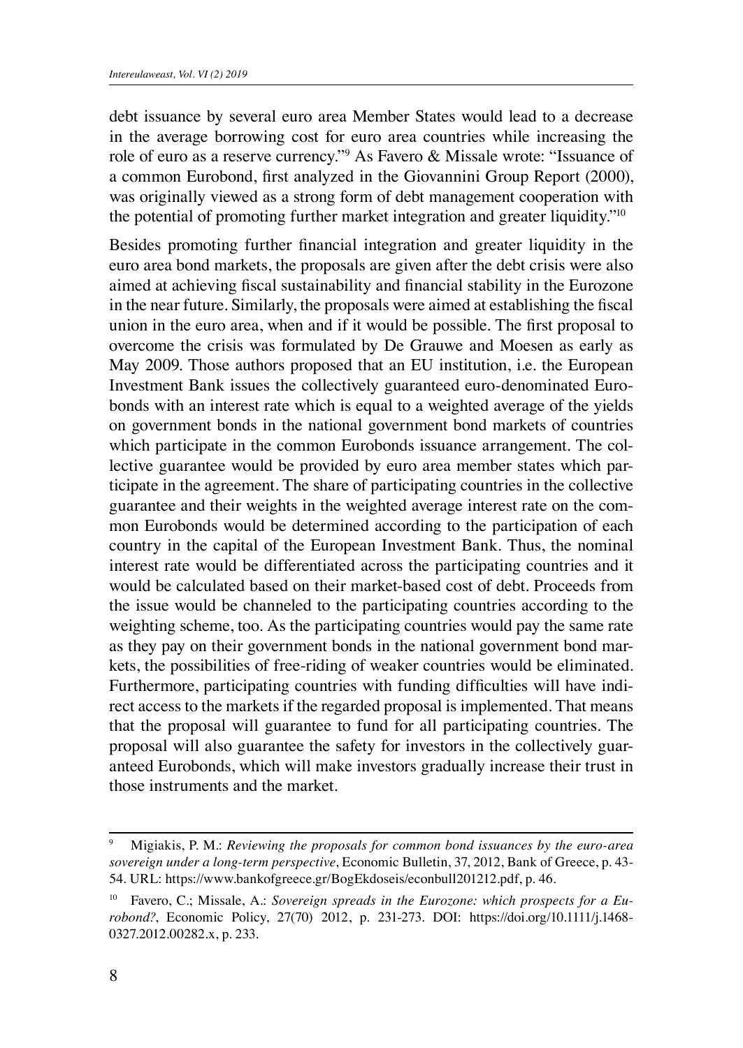debt issuance by several euro area Member States would lead to a decrease in the average borrowing cost for euro area countries while increasing the role of euro as a reserve currency."[9] As Favero & Missale wrote: "Issuance of a common Eurobond, first analyzed in the Giovannini Group Report (2000), was originally viewed as a strong form of debt management cooperation with the potential of promoting further market integration and greater liquidity."[10]

Besides promoting further financial integration and greater liquidity in the euro area bond markets, the proposals are given after the debt crisis were also aimed at achieving fiscal sustainability and financial stability in the Eurozone in the near future. Similarly, the proposals were aimed at establishing the fiscal union in the euro area, when and if it would be possible. The first proposal to overcome the crisis was formulated by De Grauwe and Moesen as early as May 2009. Those authors proposed that an EU institution, i.e. the European Investment Bank issues the collectively guaranteed euro-denominated Eurobonds with an interest rate which is equal to a weighted average of the yields on government bonds in the national government bond markets of countries which participate in the common Eurobonds issuance arrangement. The collective guarantee would be provided by euro area member states which participate in the agreement. The share of participating countries in the collective guarantee and their weights in the weighted average interest rate on the common Eurobonds would be determined according to the participation of each country in the capital of the European Investment Bank. Thus, the nominal interest rate would be differentiated across the participating countries and it would be calculated based on their market-based cost of debt. Proceeds from the issue would be channeled to the participating countries according to the weighting scheme, too. As the participating countries would pay the same rate as they pay on their government bonds in the national government bond markets, the possibilities of free-riding of weaker countries would be eliminated. Furthermore, participating countries with funding difficulties will have indirect access to the markets if the regarded proposal is implemented. That means that the proposal will guarantee to fund for all participating countries. The proposal will also guarantee the safety for investors in the collectively guaranteed Eurobonds, which will make investors gradually increase their trust in those instruments and the market.

---

[9] Migiakis, P. M.: *Reviewing the proposals for common bond issuances by the euro-area sovereign under a long-term perspective*, Economic Bulletin, 37, 2012, Bank of Greece, p. 43-54. URL: https://www.bankofgreece.gr/BogEkdoseis/econbull201212.pdf, p. 46.

[10] Favero, C.; Missale, A.: *Sovereign spreads in the Eurozone: which prospects for a Eurobond?*, Economic Policy, 27(70) 2012, p. 231-273. DOI: https://doi.org/10.1111/j.1468-0327.2012.00282.x, p. 233.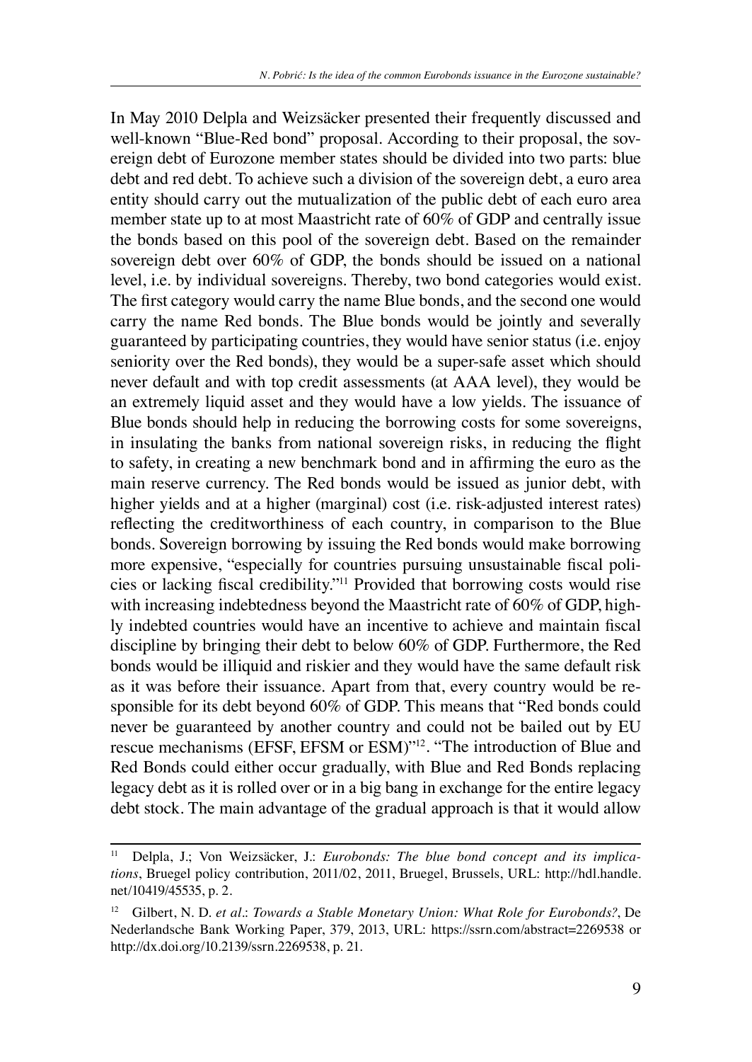In May 2010 Delpla and Weizsäcker presented their frequently discussed and well-known "Blue-Red bond" proposal. According to their proposal, the sovereign debt of Eurozone member states should be divided into two parts: blue debt and red debt. To achieve such a division of the sovereign debt, a euro area entity should carry out the mutualization of the public debt of each euro area member state up to at most Maastricht rate of 60% of GDP and centrally issue the bonds based on this pool of the sovereign debt. Based on the remainder sovereign debt over 60% of GDP, the bonds should be issued on a national level, i.e. by individual sovereigns. Thereby, two bond categories would exist. The first category would carry the name Blue bonds, and the second one would carry the name Red bonds. The Blue bonds would be jointly and severally guaranteed by participating countries, they would have senior status (i.e. enjoy seniority over the Red bonds), they would be a super-safe asset which should never default and with top credit assessments (at AAA level), they would be an extremely liquid asset and they would have a low yields. The issuance of Blue bonds should help in reducing the borrowing costs for some sovereigns, in insulating the banks from national sovereign risks, in reducing the flight to safety, in creating a new benchmark bond and in affirming the euro as the main reserve currency. The Red bonds would be issued as junior debt, with higher yields and at a higher (marginal) cost (i.e. risk-adjusted interest rates) reflecting the creditworthiness of each country, in comparison to the Blue bonds. Sovereign borrowing by issuing the Red bonds would make borrowing more expensive, "especially for countries pursuing unsustainable fiscal policies or lacking fiscal credibility."[11] Provided that borrowing costs would rise with increasing indebtedness beyond the Maastricht rate of 60% of GDP, highly indebted countries would have an incentive to achieve and maintain fiscal discipline by bringing their debt to below 60% of GDP. Furthermore, the Red bonds would be illiquid and riskier and they would have the same default risk as it was before their issuance. Apart from that, every country would be responsible for its debt beyond 60% of GDP. This means that "Red bonds could never be guaranteed by another country and could not be bailed out by EU rescue mechanisms (EFSF, EFSM or ESM)"[12]. "The introduction of Blue and Red Bonds could either occur gradually, with Blue and Red Bonds replacing legacy debt as it is rolled over or in a big bang in exchange for the entire legacy debt stock. The main advantage of the gradual approach is that it would allow

---

[11] Delpla, J.; Von Weizsäcker, J.: *Eurobonds: The blue bond concept and its implications*, Bruegel policy contribution, 2011/02, 2011, Bruegel, Brussels, URL: http://hdl.handle.net/10419/45535, p. 2.

[12] Gilbert, N. D. *et al.*: *Towards a Stable Monetary Union: What Role for Eurobonds?*, De Nederlandsche Bank Working Paper, 379, 2013, URL: https://ssrn.com/abstract=2269538 or http://dx.doi.org/10.2139/ssrn.2269538, p. 21.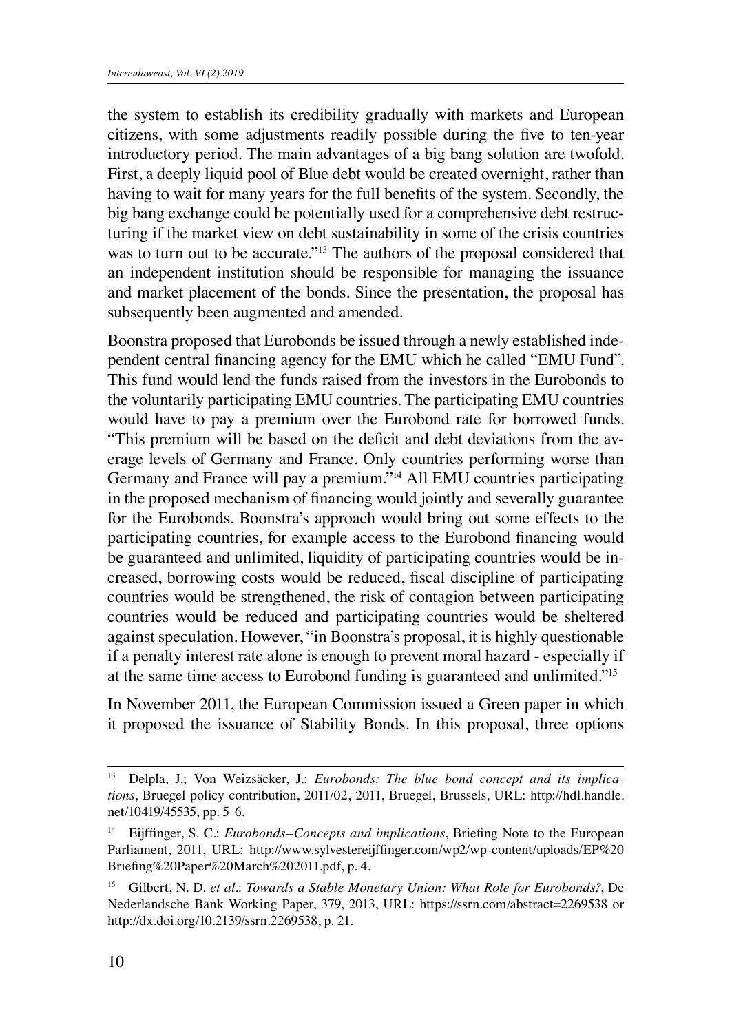the system to establish its credibility gradually with markets and European citizens, with some adjustments readily possible during the five to ten-year introductory period. The main advantages of a big bang solution are twofold. First, a deeply liquid pool of Blue debt would be created overnight, rather than having to wait for many years for the full benefits of the system. Secondly, the big bang exchange could be potentially used for a comprehensive debt restructuring if the market view on debt sustainability in some of the crisis countries was to turn out to be accurate."[13] The authors of the proposal considered that an independent institution should be responsible for managing the issuance and market placement of the bonds. Since the presentation, the proposal has subsequently been augmented and amended.

Boonstra proposed that Eurobonds be issued through a newly established independent central financing agency for the EMU which he called "EMU Fund". This fund would lend the funds raised from the investors in the Eurobonds to the voluntarily participating EMU countries. The participating EMU countries would have to pay a premium over the Eurobond rate for borrowed funds. "This premium will be based on the deficit and debt deviations from the average levels of Germany and France. Only countries performing worse than Germany and France will pay a premium."[14] All EMU countries participating in the proposed mechanism of financing would jointly and severally guarantee for the Eurobonds. Boonstra's approach would bring out some effects to the participating countries, for example access to the Eurobond financing would be guaranteed and unlimited, liquidity of participating countries would be increased, borrowing costs would be reduced, fiscal discipline of participating countries would be strengthened, the risk of contagion between participating countries would be reduced and participating countries would be sheltered against speculation. However, "in Boonstra's proposal, it is highly questionable if a penalty interest rate alone is enough to prevent moral hazard - especially if at the same time access to Eurobond funding is guaranteed and unlimited."[15]

In November 2011, the European Commission issued a Green paper in which it proposed the issuance of Stability Bonds. In this proposal, three options

---

[13] Delpla, J.; Von Weizsäcker, J.: *Eurobonds: The blue bond concept and its implications*, Bruegel policy contribution, 2011/02, 2011, Bruegel, Brussels, URL: http://hdl.handle.net/10419/45535, pp. 5-6.

[14] Eijffinger, S. C.: *Eurobonds–Concepts and implications*, Briefing Note to the European Parliament, 2011, URL: http://www.sylvestereijffinger.com/wp2/wp-content/uploads/EP%20Briefing%20Paper%20March%202011.pdf, p. 4.

[15] Gilbert, N. D. *et al.*: *Towards a Stable Monetary Union: What Role for Eurobonds?*, De Nederlandsche Bank Working Paper, 379, 2013, URL: https://ssrn.com/abstract=2269538 or http://dx.doi.org/10.2139/ssrn.2269538, p. 21.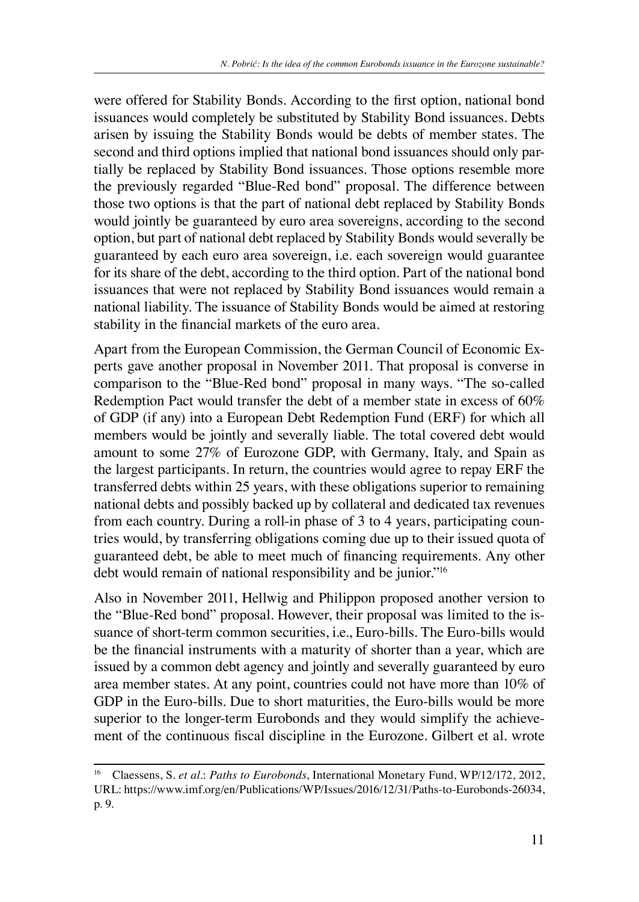were offered for Stability Bonds. According to the first option, national bond issuances would completely be substituted by Stability Bond issuances. Debts arisen by issuing the Stability Bonds would be debts of member states. The second and third options implied that national bond issuances should only partially be replaced by Stability Bond issuances. Those options resemble more the previously regarded "Blue-Red bond" proposal. The difference between those two options is that the part of national debt replaced by Stability Bonds would jointly be guaranteed by euro area sovereigns, according to the second option, but part of national debt replaced by Stability Bonds would severally be guaranteed by each euro area sovereign, i.e. each sovereign would guarantee for its share of the debt, according to the third option. Part of the national bond issuances that were not replaced by Stability Bond issuances would remain a national liability. The issuance of Stability Bonds would be aimed at restoring stability in the financial markets of the euro area.

Apart from the European Commission, the German Council of Economic Experts gave another proposal in November 2011. That proposal is converse in comparison to the "Blue-Red bond" proposal in many ways. "The so-called Redemption Pact would transfer the debt of a member state in excess of 60% of GDP (if any) into a European Debt Redemption Fund (ERF) for which all members would be jointly and severally liable. The total covered debt would amount to some 27% of Eurozone GDP, with Germany, Italy, and Spain as the largest participants. In return, the countries would agree to repay ERF the transferred debts within 25 years, with these obligations superior to remaining national debts and possibly backed up by collateral and dedicated tax revenues from each country. During a roll-in phase of 3 to 4 years, participating countries would, by transferring obligations coming due up to their issued quota of guaranteed debt, be able to meet much of financing requirements. Any other debt would remain of national responsibility and be junior."[16]

Also in November 2011, Hellwig and Philippon proposed another version to the "Blue-Red bond" proposal. However, their proposal was limited to the issuance of short-term common securities, i.e., Euro-bills. The Euro-bills would be the financial instruments with a maturity of shorter than a year, which are issued by a common debt agency and jointly and severally guaranteed by euro area member states. At any point, countries could not have more than 10% of GDP in the Euro-bills. Due to short maturities, the Euro-bills would be more superior to the longer-term Eurobonds and they would simplify the achievement of the continuous fiscal discipline in the Eurozone. Gilbert et al. wrote

[16] Claessens, S. *et al*.: *Paths to Eurobonds*, International Monetary Fund, WP/12/172, 2012, URL: https://www.imf.org/en/Publications/WP/Issues/2016/12/31/Paths-to-Eurobonds-26034, p. 9.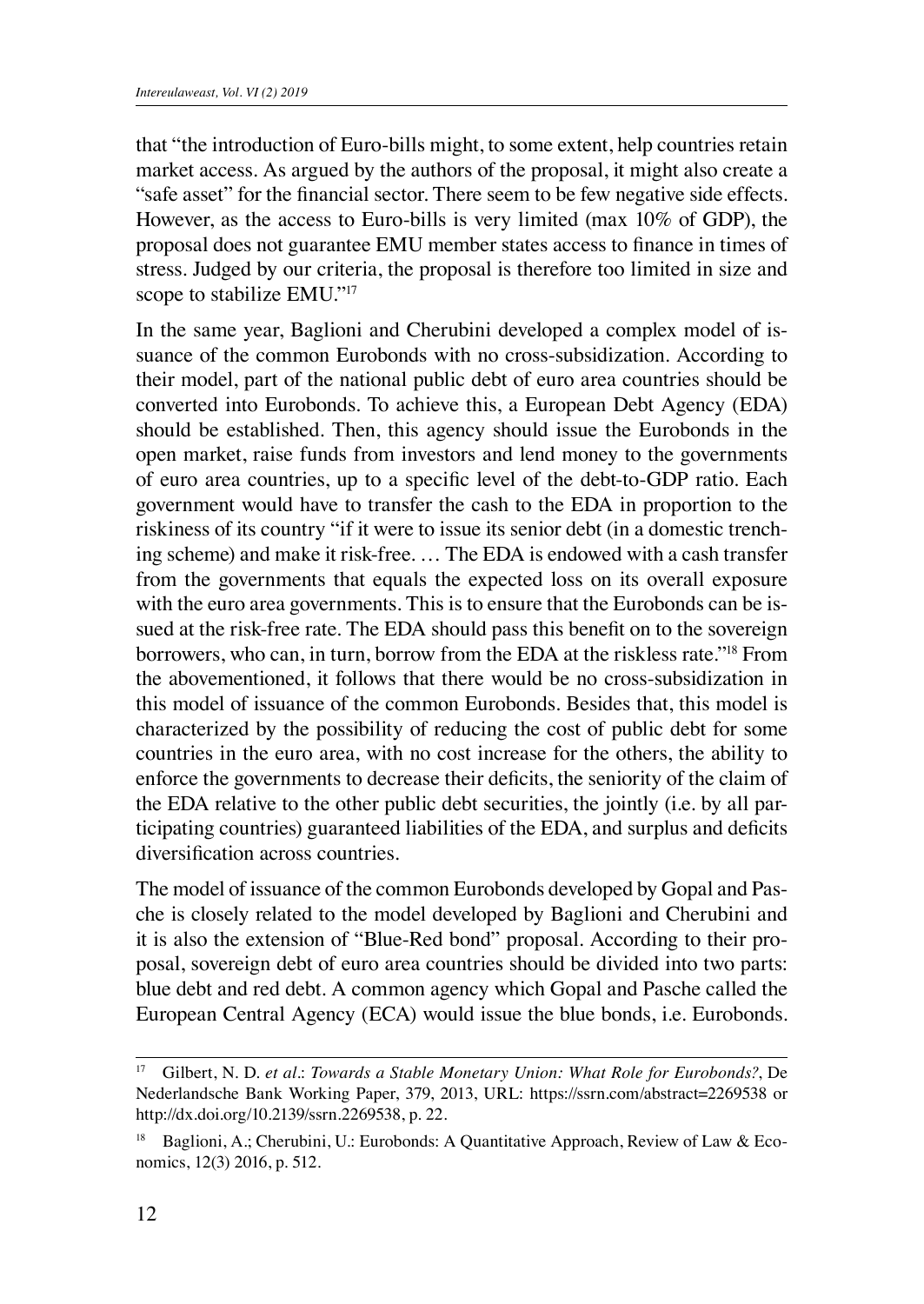that "the introduction of Euro-bills might, to some extent, help countries retain market access. As argued by the authors of the proposal, it might also create a "safe asset" for the financial sector. There seem to be few negative side effects. However, as the access to Euro-bills is very limited (max 10% of GDP), the proposal does not guarantee EMU member states access to finance in times of stress. Judged by our criteria, the proposal is therefore too limited in size and scope to stabilize EMU."[17]

In the same year, Baglioni and Cherubini developed a complex model of issuance of the common Eurobonds with no cross-subsidization. According to their model, part of the national public debt of euro area countries should be converted into Eurobonds. To achieve this, a European Debt Agency (EDA) should be established. Then, this agency should issue the Eurobonds in the open market, raise funds from investors and lend money to the governments of euro area countries, up to a specific level of the debt-to-GDP ratio. Each government would have to transfer the cash to the EDA in proportion to the riskiness of its country "if it were to issue its senior debt (in a domestic trenching scheme) and make it risk-free. … The EDA is endowed with a cash transfer from the governments that equals the expected loss on its overall exposure with the euro area governments. This is to ensure that the Eurobonds can be issued at the risk-free rate. The EDA should pass this benefit on to the sovereign borrowers, who can, in turn, borrow from the EDA at the riskless rate."[18] From the abovementioned, it follows that there would be no cross-subsidization in this model of issuance of the common Eurobonds. Besides that, this model is characterized by the possibility of reducing the cost of public debt for some countries in the euro area, with no cost increase for the others, the ability to enforce the governments to decrease their deficits, the seniority of the claim of the EDA relative to the other public debt securities, the jointly (i.e. by all participating countries) guaranteed liabilities of the EDA, and surplus and deficits diversification across countries.

The model of issuance of the common Eurobonds developed by Gopal and Pasche is closely related to the model developed by Baglioni and Cherubini and it is also the extension of "Blue-Red bond" proposal. According to their proposal, sovereign debt of euro area countries should be divided into two parts: blue debt and red debt. A common agency which Gopal and Pasche called the European Central Agency (ECA) would issue the blue bonds, i.e. Eurobonds.

---

[17] Gilbert, N. D. *et al*.: *Towards a Stable Monetary Union: What Role for Eurobonds?*, De Nederlandsche Bank Working Paper, 379, 2013, URL: https://ssrn.com/abstract=2269538 or http://dx.doi.org/10.2139/ssrn.2269538, p. 22.

[18] Baglioni, A.; Cherubini, U.: Eurobonds: A Quantitative Approach, Review of Law & Economics, 12(3) 2016, p. 512.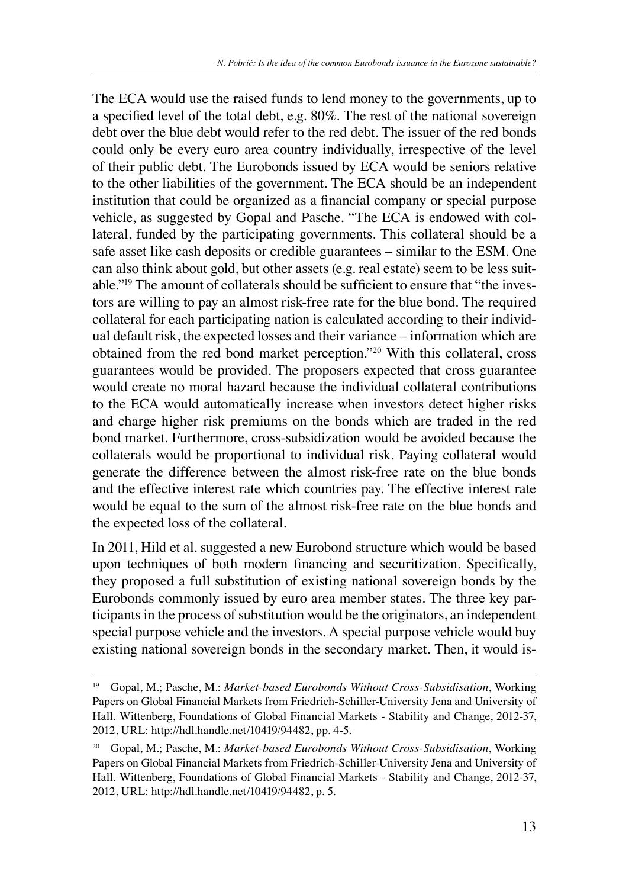The ECA would use the raised funds to lend money to the governments, up to a specified level of the total debt, e.g. 80%. The rest of the national sovereign debt over the blue debt would refer to the red debt. The issuer of the red bonds could only be every euro area country individually, irrespective of the level of their public debt. The Eurobonds issued by ECA would be seniors relative to the other liabilities of the government. The ECA should be an independent institution that could be organized as a financial company or special purpose vehicle, as suggested by Gopal and Pasche. "The ECA is endowed with collateral, funded by the participating governments. This collateral should be a safe asset like cash deposits or credible guarantees – similar to the ESM. One can also think about gold, but other assets (e.g. real estate) seem to be less suitable."[19] The amount of collaterals should be sufficient to ensure that "the investors are willing to pay an almost risk-free rate for the blue bond. The required collateral for each participating nation is calculated according to their individual default risk, the expected losses and their variance – information which are obtained from the red bond market perception."[20] With this collateral, cross guarantees would be provided. The proposers expected that cross guarantee would create no moral hazard because the individual collateral contributions to the ECA would automatically increase when investors detect higher risks and charge higher risk premiums on the bonds which are traded in the red bond market. Furthermore, cross-subsidization would be avoided because the collaterals would be proportional to individual risk. Paying collateral would generate the difference between the almost risk-free rate on the blue bonds and the effective interest rate which countries pay. The effective interest rate would be equal to the sum of the almost risk-free rate on the blue bonds and the expected loss of the collateral.

In 2011, Hild et al. suggested a new Eurobond structure which would be based upon techniques of both modern financing and securitization. Specifically, they proposed a full substitution of existing national sovereign bonds by the Eurobonds commonly issued by euro area member states. The three key participants in the process of substitution would be the originators, an independent special purpose vehicle and the investors. A special purpose vehicle would buy existing national sovereign bonds in the secondary market. Then, it would is-

---

[19] Gopal, M.; Pasche, M.: *Market-based Eurobonds Without Cross-Subsidisation*, Working Papers on Global Financial Markets from Friedrich-Schiller-University Jena and University of Hall. Wittenberg, Foundations of Global Financial Markets - Stability and Change, 2012-37, 2012, URL: http://hdl.handle.net/10419/94482, pp. 4-5.

[20] Gopal, M.; Pasche, M.: *Market-based Eurobonds Without Cross-Subsidisation*, Working Papers on Global Financial Markets from Friedrich-Schiller-University Jena and University of Hall. Wittenberg, Foundations of Global Financial Markets - Stability and Change, 2012-37, 2012, URL: http://hdl.handle.net/10419/94482, p. 5.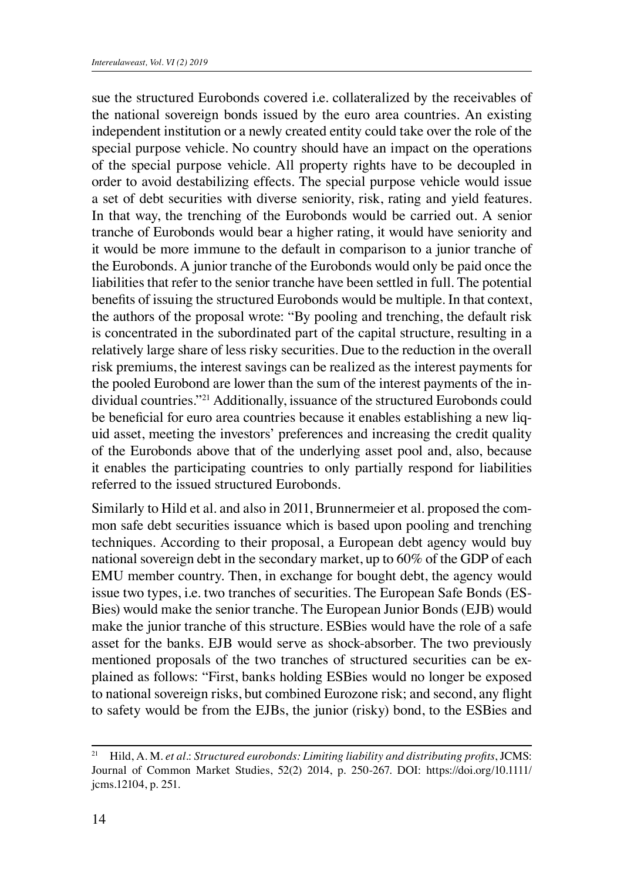sue the structured Eurobonds covered i.e. collateralized by the receivables of the national sovereign bonds issued by the euro area countries. An existing independent institution or a newly created entity could take over the role of the special purpose vehicle. No country should have an impact on the operations of the special purpose vehicle. All property rights have to be decoupled in order to avoid destabilizing effects. The special purpose vehicle would issue a set of debt securities with diverse seniority, risk, rating and yield features. In that way, the trenching of the Eurobonds would be carried out. A senior tranche of Eurobonds would bear a higher rating, it would have seniority and it would be more immune to the default in comparison to a junior tranche of the Eurobonds. A junior tranche of the Eurobonds would only be paid once the liabilities that refer to the senior tranche have been settled in full. The potential benefits of issuing the structured Eurobonds would be multiple. In that context, the authors of the proposal wrote: "By pooling and trenching, the default risk is concentrated in the subordinated part of the capital structure, resulting in a relatively large share of less risky securities. Due to the reduction in the overall risk premiums, the interest savings can be realized as the interest payments for the pooled Eurobond are lower than the sum of the interest payments of the individual countries."[21] Additionally, issuance of the structured Eurobonds could be beneficial for euro area countries because it enables establishing a new liquid asset, meeting the investors' preferences and increasing the credit quality of the Eurobonds above that of the underlying asset pool and, also, because it enables the participating countries to only partially respond for liabilities referred to the issued structured Eurobonds.

Similarly to Hild et al. and also in 2011, Brunnermeier et al. proposed the common safe debt securities issuance which is based upon pooling and trenching techniques. According to their proposal, a European debt agency would buy national sovereign debt in the secondary market, up to 60% of the GDP of each EMU member country. Then, in exchange for bought debt, the agency would issue two types, i.e. two tranches of securities. The European Safe Bonds (ESBies) would make the senior tranche. The European Junior Bonds (EJB) would make the junior tranche of this structure. ESBies would have the role of a safe asset for the banks. EJB would serve as shock-absorber. The two previously mentioned proposals of the two tranches of structured securities can be explained as follows: "First, banks holding ESBies would no longer be exposed to national sovereign risks, but combined Eurozone risk; and second, any flight to safety would be from the EJBs, the junior (risky) bond, to the ESBies and

---

[21] Hild, A. M. *et al*.: *Structured eurobonds: Limiting liability and distributing profits*, JCMS: Journal of Common Market Studies, 52(2) 2014, p. 250-267. DOI: https://doi.org/10.1111/jcms.12104, p. 251.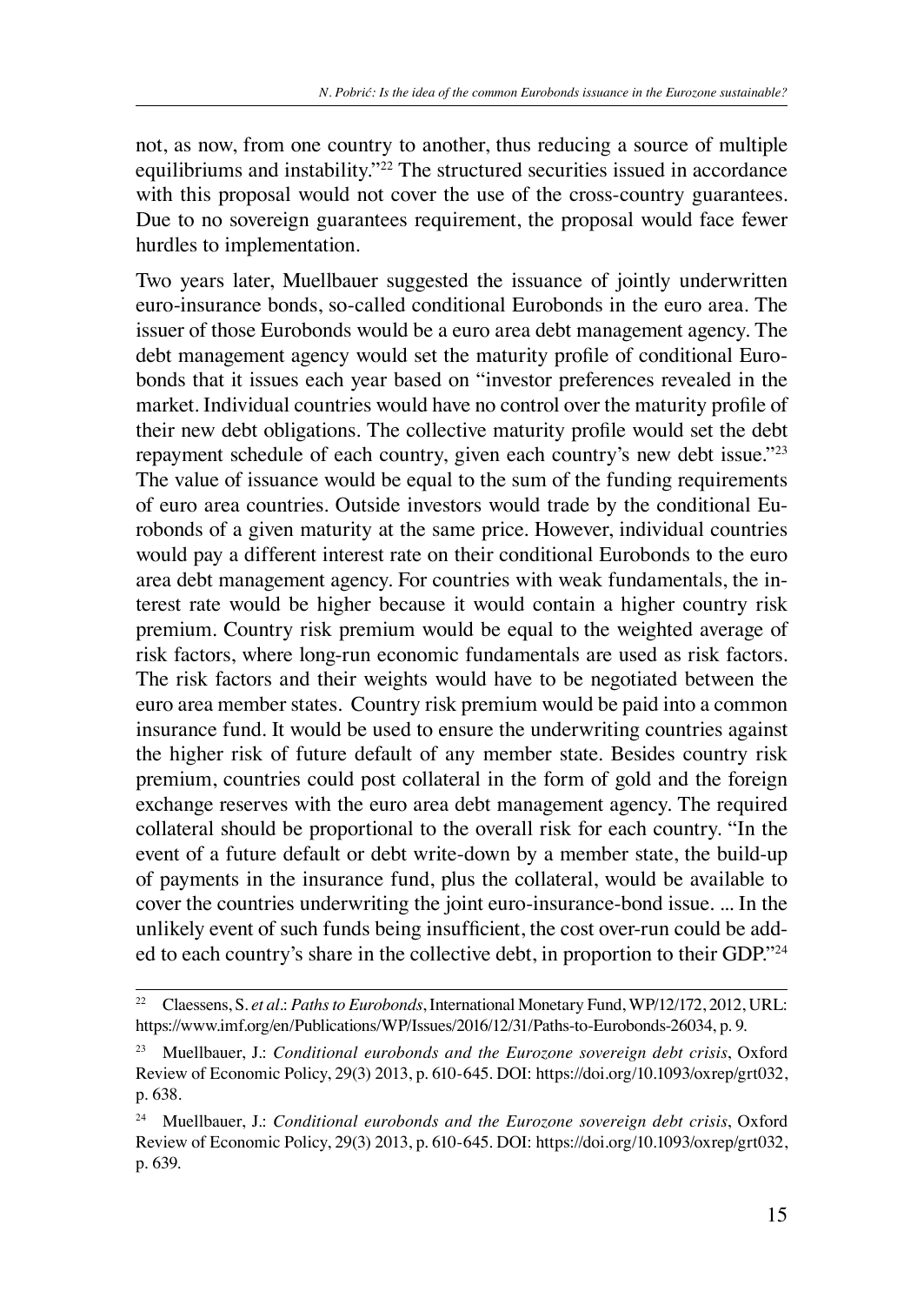not, as now, from one country to another, thus reducing a source of multiple equilibriums and instability."[22] The structured securities issued in accordance with this proposal would not cover the use of the cross-country guarantees. Due to no sovereign guarantees requirement, the proposal would face fewer hurdles to implementation.

Two years later, Muellbauer suggested the issuance of jointly underwritten euro-insurance bonds, so-called conditional Eurobonds in the euro area. The issuer of those Eurobonds would be a euro area debt management agency. The debt management agency would set the maturity profile of conditional Eurobonds that it issues each year based on "investor preferences revealed in the market. Individual countries would have no control over the maturity profile of their new debt obligations. The collective maturity profile would set the debt repayment schedule of each country, given each country's new debt issue."[23] The value of issuance would be equal to the sum of the funding requirements of euro area countries. Outside investors would trade by the conditional Eurobonds of a given maturity at the same price. However, individual countries would pay a different interest rate on their conditional Eurobonds to the euro area debt management agency. For countries with weak fundamentals, the interest rate would be higher because it would contain a higher country risk premium. Country risk premium would be equal to the weighted average of risk factors, where long-run economic fundamentals are used as risk factors. The risk factors and their weights would have to be negotiated between the euro area member states. Country risk premium would be paid into a common insurance fund. It would be used to ensure the underwriting countries against the higher risk of future default of any member state. Besides country risk premium, countries could post collateral in the form of gold and the foreign exchange reserves with the euro area debt management agency. The required collateral should be proportional to the overall risk for each country. "In the event of a future default or debt write-down by a member state, the build-up of payments in the insurance fund, plus the collateral, would be available to cover the countries underwriting the joint euro-insurance-bond issue. ... In the unlikely event of such funds being insufficient, the cost over-run could be added to each country's share in the collective debt, in proportion to their GDP."[24]

---

[22] Claessens, S. *et al*.: *Paths to Eurobonds*, International Monetary Fund, WP/12/172, 2012, URL: https://www.imf.org/en/Publications/WP/Issues/2016/12/31/Paths-to-Eurobonds-26034, p. 9.

[23] Muellbauer, J.: *Conditional eurobonds and the Eurozone sovereign debt crisis*, Oxford Review of Economic Policy, 29(3) 2013, p. 610-645. DOI: https://doi.org/10.1093/oxrep/grt032, p. 638.

[24] Muellbauer, J.: *Conditional eurobonds and the Eurozone sovereign debt crisis*, Oxford Review of Economic Policy, 29(3) 2013, p. 610-645. DOI: https://doi.org/10.1093/oxrep/grt032, p. 639.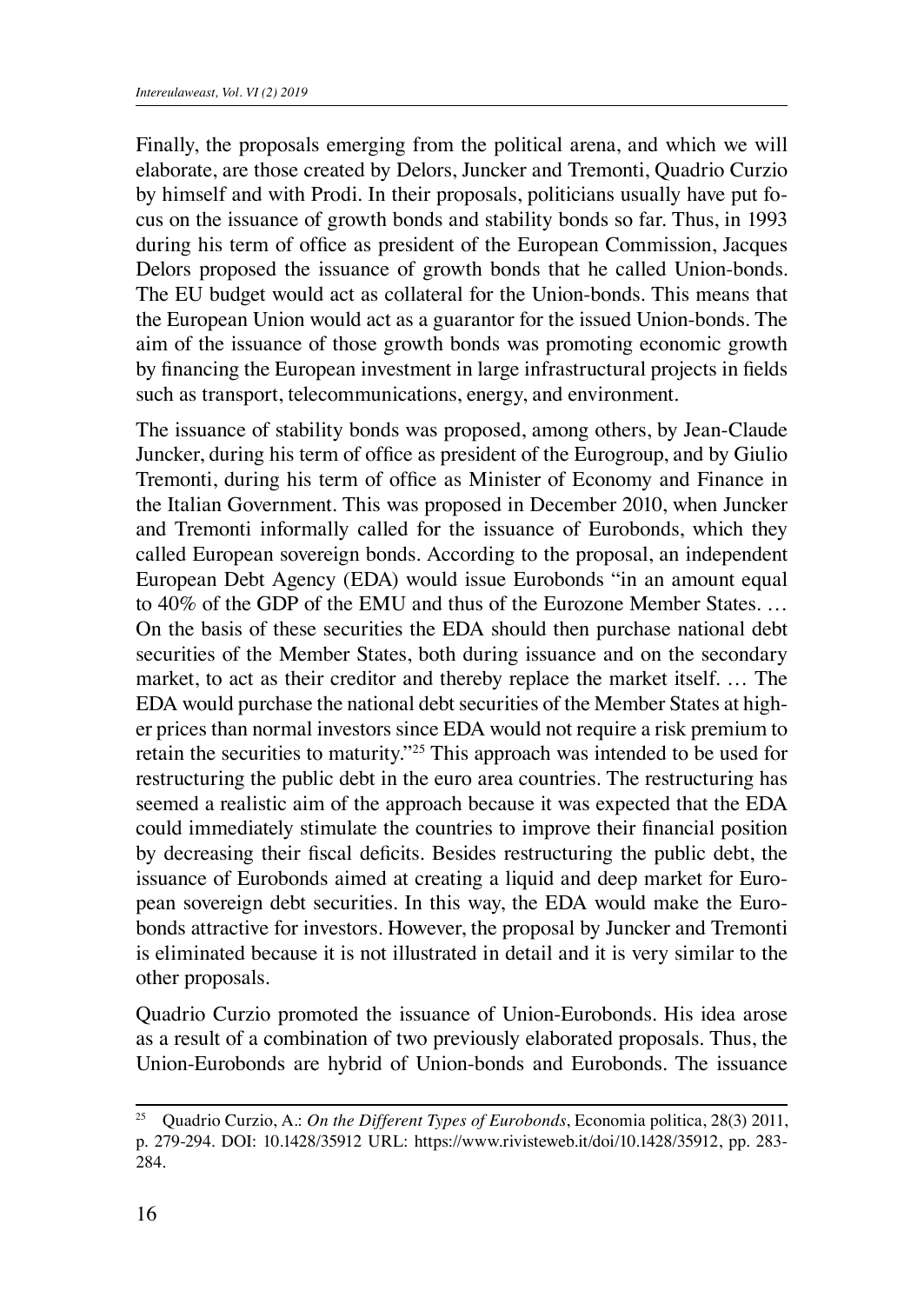Finally, the proposals emerging from the political arena, and which we will elaborate, are those created by Delors, Juncker and Tremonti, Quadrio Curzio by himself and with Prodi. In their proposals, politicians usually have put focus on the issuance of growth bonds and stability bonds so far. Thus, in 1993 during his term of office as president of the European Commission, Jacques Delors proposed the issuance of growth bonds that he called Union-bonds. The EU budget would act as collateral for the Union-bonds. This means that the European Union would act as a guarantor for the issued Union-bonds. The aim of the issuance of those growth bonds was promoting economic growth by financing the European investment in large infrastructural projects in fields such as transport, telecommunications, energy, and environment.

The issuance of stability bonds was proposed, among others, by Jean-Claude Juncker, during his term of office as president of the Eurogroup, and by Giulio Tremonti, during his term of office as Minister of Economy and Finance in the Italian Government. This was proposed in December 2010, when Juncker and Tremonti informally called for the issuance of Eurobonds, which they called European sovereign bonds. According to the proposal, an independent European Debt Agency (EDA) would issue Eurobonds "in an amount equal to 40% of the GDP of the EMU and thus of the Eurozone Member States. … On the basis of these securities the EDA should then purchase national debt securities of the Member States, both during issuance and on the secondary market, to act as their creditor and thereby replace the market itself. … The EDA would purchase the national debt securities of the Member States at higher prices than normal investors since EDA would not require a risk premium to retain the securities to maturity."[25] This approach was intended to be used for restructuring the public debt in the euro area countries. The restructuring has seemed a realistic aim of the approach because it was expected that the EDA could immediately stimulate the countries to improve their financial position by decreasing their fiscal deficits. Besides restructuring the public debt, the issuance of Eurobonds aimed at creating a liquid and deep market for European sovereign debt securities. In this way, the EDA would make the Eurobonds attractive for investors. However, the proposal by Juncker and Tremonti is eliminated because it is not illustrated in detail and it is very similar to the other proposals.

Quadrio Curzio promoted the issuance of Union-Eurobonds. His idea arose as a result of a combination of two previously elaborated proposals. Thus, the Union-Eurobonds are hybrid of Union-bonds and Eurobonds. The issuance

---

[25] Quadrio Curzio, A.: *On the Different Types of Eurobonds*, Economia politica, 28(3) 2011, p. 279-294. DOI: 10.1428/35912 URL: https://www.rivisteweb.it/doi/10.1428/35912, pp. 283-284.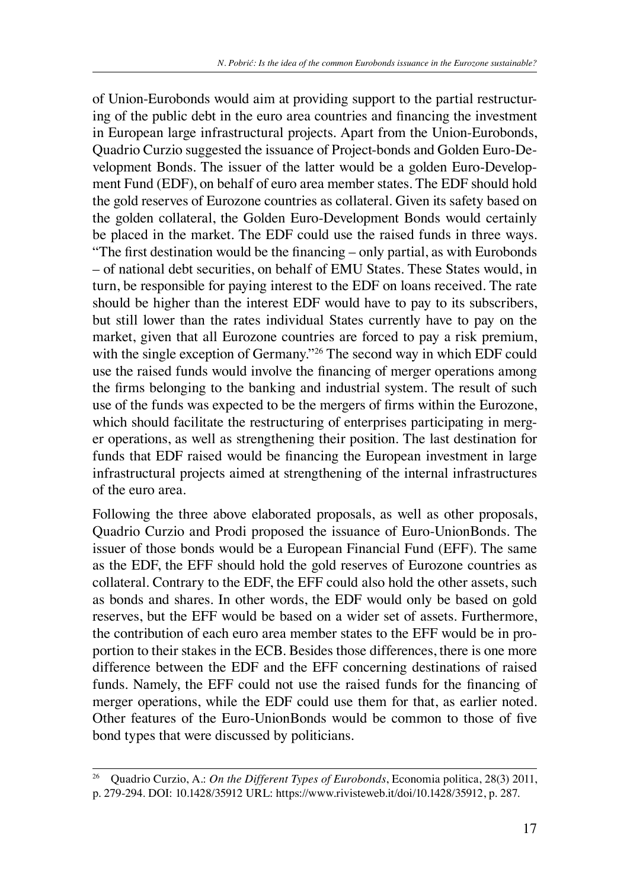of Union-Eurobonds would aim at providing support to the partial restructuring of the public debt in the euro area countries and financing the investment in European large infrastructural projects. Apart from the Union-Eurobonds, Quadrio Curzio suggested the issuance of Project-bonds and Golden Euro-Development Bonds. The issuer of the latter would be a golden Euro-Development Fund (EDF), on behalf of euro area member states. The EDF should hold the gold reserves of Eurozone countries as collateral. Given its safety based on the golden collateral, the Golden Euro-Development Bonds would certainly be placed in the market. The EDF could use the raised funds in three ways. "The first destination would be the financing – only partial, as with Eurobonds – of national debt securities, on behalf of EMU States. These States would, in turn, be responsible for paying interest to the EDF on loans received. The rate should be higher than the interest EDF would have to pay to its subscribers, but still lower than the rates individual States currently have to pay on the market, given that all Eurozone countries are forced to pay a risk premium, with the single exception of Germany."[26] The second way in which EDF could use the raised funds would involve the financing of merger operations among the firms belonging to the banking and industrial system. The result of such use of the funds was expected to be the mergers of firms within the Eurozone, which should facilitate the restructuring of enterprises participating in merger operations, as well as strengthening their position. The last destination for funds that EDF raised would be financing the European investment in large infrastructural projects aimed at strengthening of the internal infrastructures of the euro area.

Following the three above elaborated proposals, as well as other proposals, Quadrio Curzio and Prodi proposed the issuance of Euro-UnionBonds. The issuer of those bonds would be a European Financial Fund (EFF). The same as the EDF, the EFF should hold the gold reserves of Eurozone countries as collateral. Contrary to the EDF, the EFF could also hold the other assets, such as bonds and shares. In other words, the EDF would only be based on gold reserves, but the EFF would be based on a wider set of assets. Furthermore, the contribution of each euro area member states to the EFF would be in proportion to their stakes in the ECB. Besides those differences, there is one more difference between the EDF and the EFF concerning destinations of raised funds. Namely, the EFF could not use the raised funds for the financing of merger operations, while the EDF could use them for that, as earlier noted. Other features of the Euro-UnionBonds would be common to those of five bond types that were discussed by politicians.

---

[26] Quadrio Curzio, A.: *On the Different Types of Eurobonds*, Economia politica, 28(3) 2011, p. 279-294. DOI: 10.1428/35912 URL: https://www.rivisteweb.it/doi/10.1428/35912, p. 287.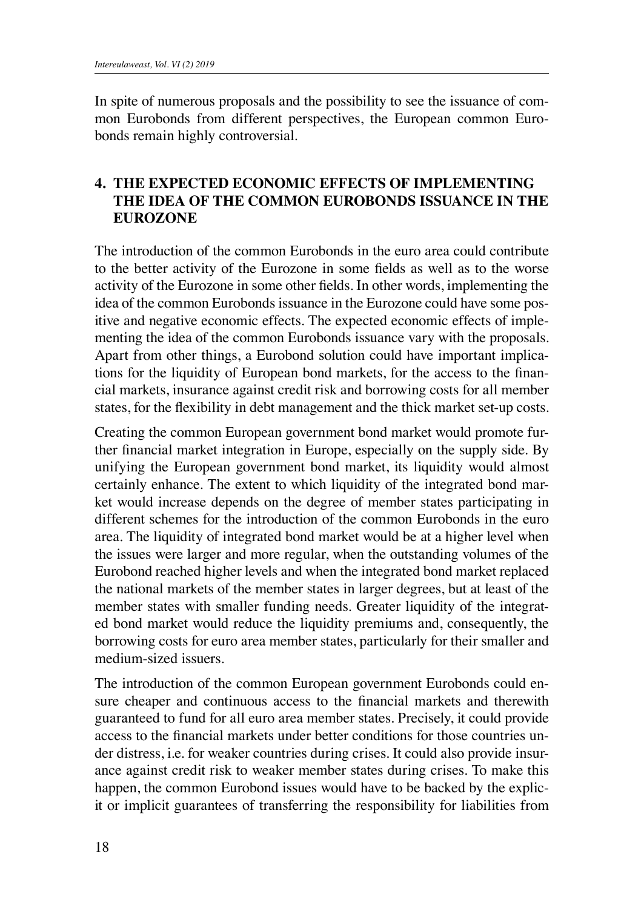In spite of numerous proposals and the possibility to see the issuance of common Eurobonds from different perspectives, the European common Eurobonds remain highly controversial.

## 4. THE EXPECTED ECONOMIC EFFECTS OF IMPLEMENTING THE IDEA OF THE COMMON EUROBONDS ISSUANCE IN THE EUROZONE

The introduction of the common Eurobonds in the euro area could contribute to the better activity of the Eurozone in some fields as well as to the worse activity of the Eurozone in some other fields. In other words, implementing the idea of the common Eurobonds issuance in the Eurozone could have some positive and negative economic effects. The expected economic effects of implementing the idea of the common Eurobonds issuance vary with the proposals. Apart from other things, a Eurobond solution could have important implications for the liquidity of European bond markets, for the access to the financial markets, insurance against credit risk and borrowing costs for all member states, for the flexibility in debt management and the thick market set-up costs.

Creating the common European government bond market would promote further financial market integration in Europe, especially on the supply side. By unifying the European government bond market, its liquidity would almost certainly enhance. The extent to which liquidity of the integrated bond market would increase depends on the degree of member states participating in different schemes for the introduction of the common Eurobonds in the euro area. The liquidity of integrated bond market would be at a higher level when the issues were larger and more regular, when the outstanding volumes of the Eurobond reached higher levels and when the integrated bond market replaced the national markets of the member states in larger degrees, but at least of the member states with smaller funding needs. Greater liquidity of the integrated bond market would reduce the liquidity premiums and, consequently, the borrowing costs for euro area member states, particularly for their smaller and medium-sized issuers.

The introduction of the common European government Eurobonds could ensure cheaper and continuous access to the financial markets and therewith guaranteed to fund for all euro area member states. Precisely, it could provide access to the financial markets under better conditions for those countries under distress, i.e. for weaker countries during crises. It could also provide insurance against credit risk to weaker member states during crises. To make this happen, the common Eurobond issues would have to be backed by the explicit or implicit guarantees of transferring the responsibility for liabilities from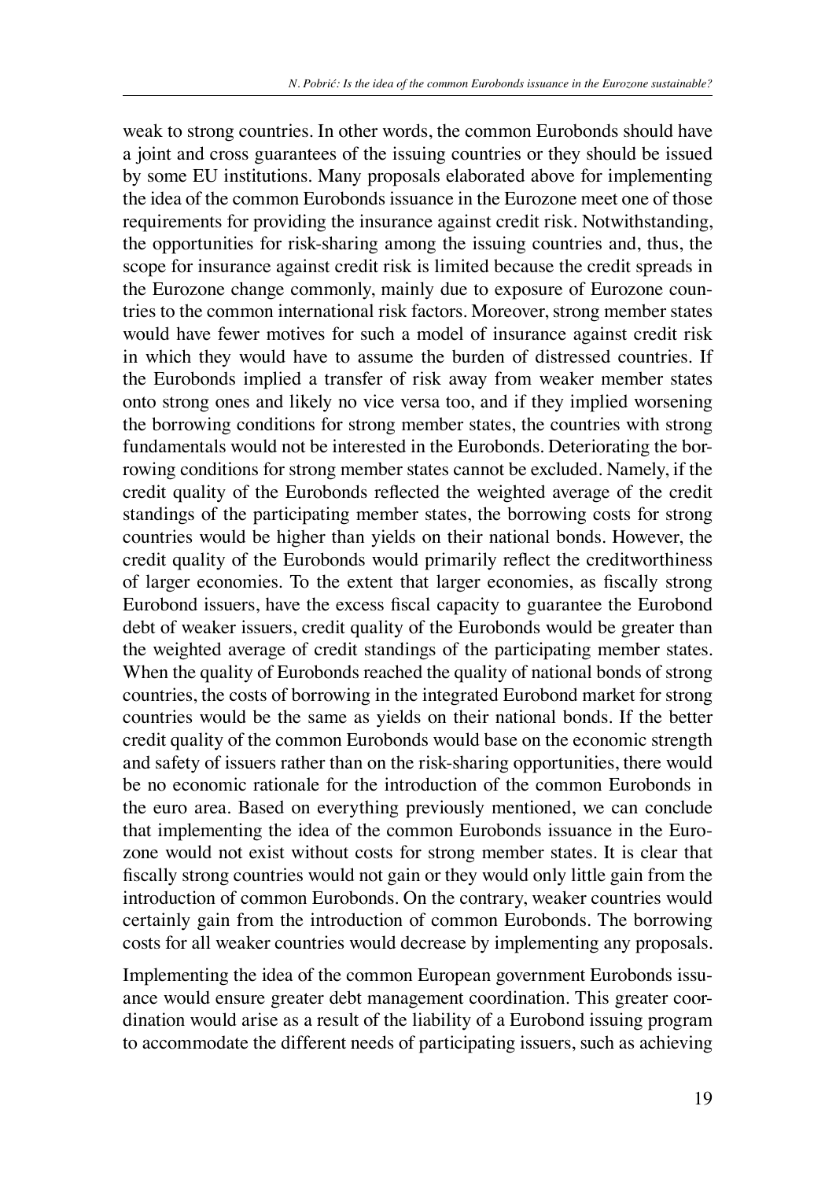weak to strong countries. In other words, the common Eurobonds should have a joint and cross guarantees of the issuing countries or they should be issued by some EU institutions. Many proposals elaborated above for implementing the idea of the common Eurobonds issuance in the Eurozone meet one of those requirements for providing the insurance against credit risk. Notwithstanding, the opportunities for risk-sharing among the issuing countries and, thus, the scope for insurance against credit risk is limited because the credit spreads in the Eurozone change commonly, mainly due to exposure of Eurozone countries to the common international risk factors. Moreover, strong member states would have fewer motives for such a model of insurance against credit risk in which they would have to assume the burden of distressed countries. If the Eurobonds implied a transfer of risk away from weaker member states onto strong ones and likely no vice versa too, and if they implied worsening the borrowing conditions for strong member states, the countries with strong fundamentals would not be interested in the Eurobonds. Deteriorating the borrowing conditions for strong member states cannot be excluded. Namely, if the credit quality of the Eurobonds reflected the weighted average of the credit standings of the participating member states, the borrowing costs for strong countries would be higher than yields on their national bonds. However, the credit quality of the Eurobonds would primarily reflect the creditworthiness of larger economies. To the extent that larger economies, as fiscally strong Eurobond issuers, have the excess fiscal capacity to guarantee the Eurobond debt of weaker issuers, credit quality of the Eurobonds would be greater than the weighted average of credit standings of the participating member states. When the quality of Eurobonds reached the quality of national bonds of strong countries, the costs of borrowing in the integrated Eurobond market for strong countries would be the same as yields on their national bonds. If the better credit quality of the common Eurobonds would base on the economic strength and safety of issuers rather than on the risk-sharing opportunities, there would be no economic rationale for the introduction of the common Eurobonds in the euro area. Based on everything previously mentioned, we can conclude that implementing the idea of the common Eurobonds issuance in the Eurozone would not exist without costs for strong member states. It is clear that fiscally strong countries would not gain or they would only little gain from the introduction of common Eurobonds. On the contrary, weaker countries would certainly gain from the introduction of common Eurobonds. The borrowing costs for all weaker countries would decrease by implementing any proposals.

Implementing the idea of the common European government Eurobonds issuance would ensure greater debt management coordination. This greater coordination would arise as a result of the liability of a Eurobond issuing program to accommodate the different needs of participating issuers, such as achieving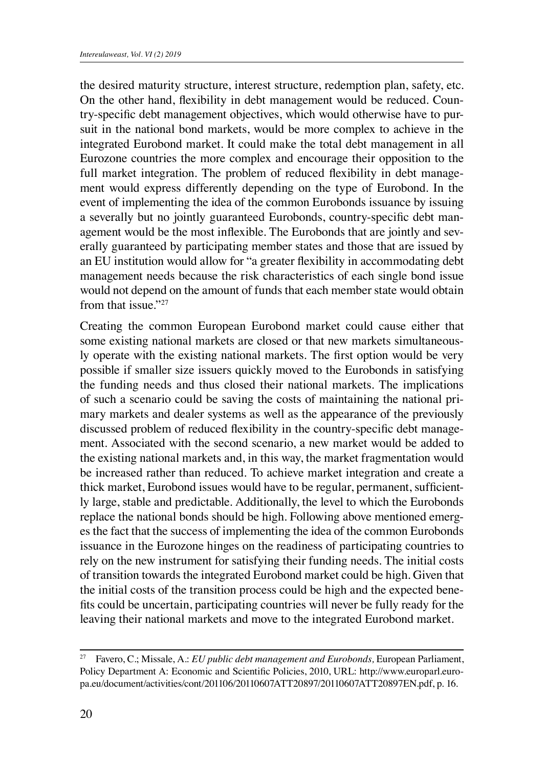the desired maturity structure, interest structure, redemption plan, safety, etc. On the other hand, flexibility in debt management would be reduced. Country-specific debt management objectives, which would otherwise have to pursuit in the national bond markets, would be more complex to achieve in the integrated Eurobond market. It could make the total debt management in all Eurozone countries the more complex and encourage their opposition to the full market integration. The problem of reduced flexibility in debt management would express differently depending on the type of Eurobond. In the event of implementing the idea of the common Eurobonds issuance by issuing a severally but no jointly guaranteed Eurobonds, country-specific debt management would be the most inflexible. The Eurobonds that are jointly and severally guaranteed by participating member states and those that are issued by an EU institution would allow for "a greater flexibility in accommodating debt management needs because the risk characteristics of each single bond issue would not depend on the amount of funds that each member state would obtain from that issue."[27]

Creating the common European Eurobond market could cause either that some existing national markets are closed or that new markets simultaneously operate with the existing national markets. The first option would be very possible if smaller size issuers quickly moved to the Eurobonds in satisfying the funding needs and thus closed their national markets. The implications of such a scenario could be saving the costs of maintaining the national primary markets and dealer systems as well as the appearance of the previously discussed problem of reduced flexibility in the country-specific debt management. Associated with the second scenario, a new market would be added to the existing national markets and, in this way, the market fragmentation would be increased rather than reduced. To achieve market integration and create a thick market, Eurobond issues would have to be regular, permanent, sufficiently large, stable and predictable. Additionally, the level to which the Eurobonds replace the national bonds should be high. Following above mentioned emerges the fact that the success of implementing the idea of the common Eurobonds issuance in the Eurozone hinges on the readiness of participating countries to rely on the new instrument for satisfying their funding needs. The initial costs of transition towards the integrated Eurobond market could be high. Given that the initial costs of the transition process could be high and the expected benefits could be uncertain, participating countries will never be fully ready for the leaving their national markets and move to the integrated Eurobond market.

---

[27] Favero, C.; Missale, A.: *EU public debt management and Eurobonds,* European Parliament, Policy Department A: Economic and Scientific Policies, 2010, URL: http://www.europarl.europa.eu/document/activities/cont/201106/20110607ATT20897/20110607ATT20897EN.pdf, p. 16.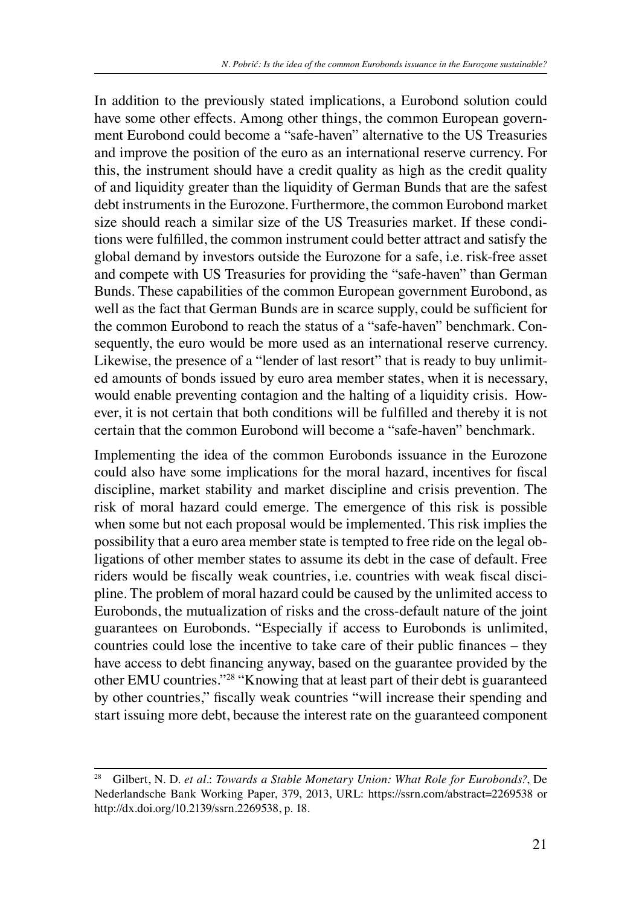In addition to the previously stated implications, a Eurobond solution could have some other effects. Among other things, the common European government Eurobond could become a "safe-haven" alternative to the US Treasuries and improve the position of the euro as an international reserve currency. For this, the instrument should have a credit quality as high as the credit quality of and liquidity greater than the liquidity of German Bunds that are the safest debt instruments in the Eurozone. Furthermore, the common Eurobond market size should reach a similar size of the US Treasuries market. If these conditions were fulfilled, the common instrument could better attract and satisfy the global demand by investors outside the Eurozone for a safe, i.e. risk-free asset and compete with US Treasuries for providing the "safe-haven" than German Bunds. These capabilities of the common European government Eurobond, as well as the fact that German Bunds are in scarce supply, could be sufficient for the common Eurobond to reach the status of a "safe-haven" benchmark. Consequently, the euro would be more used as an international reserve currency. Likewise, the presence of a "lender of last resort" that is ready to buy unlimited amounts of bonds issued by euro area member states, when it is necessary, would enable preventing contagion and the halting of a liquidity crisis. However, it is not certain that both conditions will be fulfilled and thereby it is not certain that the common Eurobond will become a "safe-haven" benchmark.

Implementing the idea of the common Eurobonds issuance in the Eurozone could also have some implications for the moral hazard, incentives for fiscal discipline, market stability and market discipline and crisis prevention. The risk of moral hazard could emerge. The emergence of this risk is possible when some but not each proposal would be implemented. This risk implies the possibility that a euro area member state is tempted to free ride on the legal obligations of other member states to assume its debt in the case of default. Free riders would be fiscally weak countries, i.e. countries with weak fiscal discipline. The problem of moral hazard could be caused by the unlimited access to Eurobonds, the mutualization of risks and the cross-default nature of the joint guarantees on Eurobonds. "Especially if access to Eurobonds is unlimited, countries could lose the incentive to take care of their public finances – they have access to debt financing anyway, based on the guarantee provided by the other EMU countries."[28] "Knowing that at least part of their debt is guaranteed by other countries," fiscally weak countries "will increase their spending and start issuing more debt, because the interest rate on the guaranteed component

---

[28] Gilbert, N. D. *et al*.: *Towards a Stable Monetary Union: What Role for Eurobonds?*, De Nederlandsche Bank Working Paper, 379, 2013, URL: https://ssrn.com/abstract=2269538 or http://dx.doi.org/10.2139/ssrn.2269538, p. 18.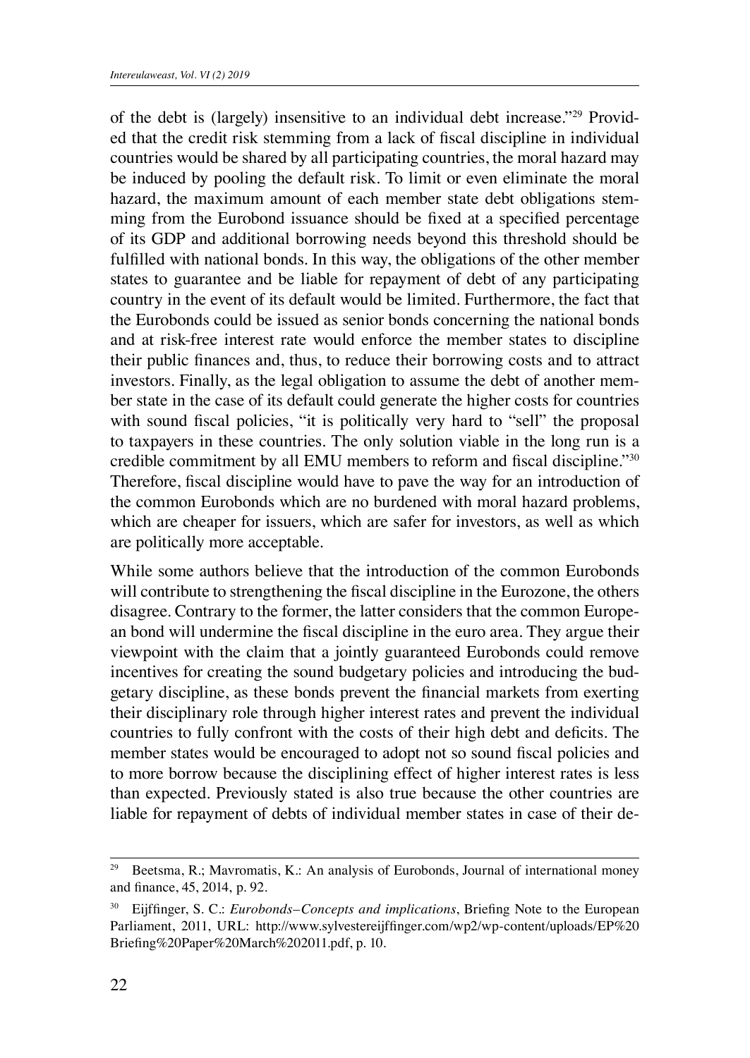of the debt is (largely) insensitive to an individual debt increase."[29] Provided that the credit risk stemming from a lack of fiscal discipline in individual countries would be shared by all participating countries, the moral hazard may be induced by pooling the default risk. To limit or even eliminate the moral hazard, the maximum amount of each member state debt obligations stemming from the Eurobond issuance should be fixed at a specified percentage of its GDP and additional borrowing needs beyond this threshold should be fulfilled with national bonds. In this way, the obligations of the other member states to guarantee and be liable for repayment of debt of any participating country in the event of its default would be limited. Furthermore, the fact that the Eurobonds could be issued as senior bonds concerning the national bonds and at risk-free interest rate would enforce the member states to discipline their public finances and, thus, to reduce their borrowing costs and to attract investors. Finally, as the legal obligation to assume the debt of another member state in the case of its default could generate the higher costs for countries with sound fiscal policies, "it is politically very hard to "sell" the proposal to taxpayers in these countries. The only solution viable in the long run is a credible commitment by all EMU members to reform and fiscal discipline."[30] Therefore, fiscal discipline would have to pave the way for an introduction of the common Eurobonds which are no burdened with moral hazard problems, which are cheaper for issuers, which are safer for investors, as well as which are politically more acceptable.

While some authors believe that the introduction of the common Eurobonds will contribute to strengthening the fiscal discipline in the Eurozone, the others disagree. Contrary to the former, the latter considers that the common European bond will undermine the fiscal discipline in the euro area. They argue their viewpoint with the claim that a jointly guaranteed Eurobonds could remove incentives for creating the sound budgetary policies and introducing the budgetary discipline, as these bonds prevent the financial markets from exerting their disciplinary role through higher interest rates and prevent the individual countries to fully confront with the costs of their high debt and deficits. The member states would be encouraged to adopt not so sound fiscal policies and to more borrow because the disciplining effect of higher interest rates is less than expected. Previously stated is also true because the other countries are liable for repayment of debts of individual member states in case of their de-

---

[29] Beetsma, R.; Mavromatis, K.: An analysis of Eurobonds, Journal of international money and finance, 45, 2014, p. 92.

[30] Eijffinger, S. C.: *Eurobonds–Concepts and implications*, Briefing Note to the European Parliament, 2011, URL: http://www.sylvestereijffinger.com/wp2/wp-content/uploads/EP%20Briefing%20Paper%20March%202011.pdf, p. 10.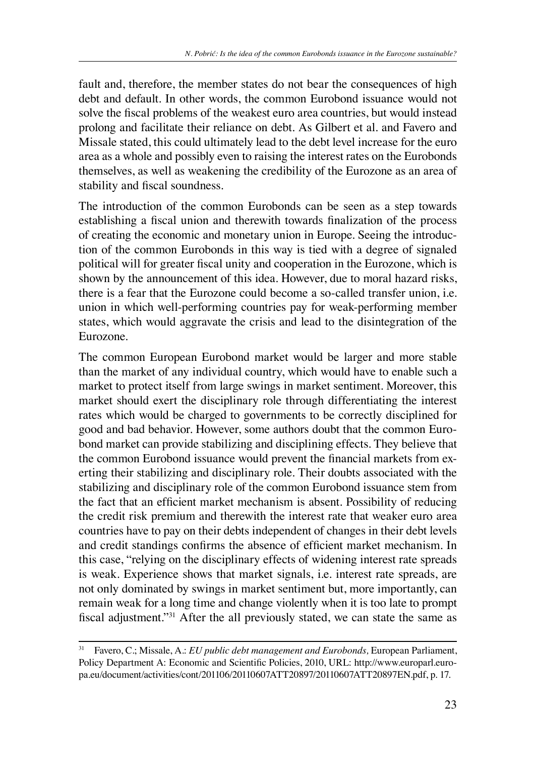fault and, therefore, the member states do not bear the consequences of high debt and default. In other words, the common Eurobond issuance would not solve the fiscal problems of the weakest euro area countries, but would instead prolong and facilitate their reliance on debt. As Gilbert et al. and Favero and Missale stated, this could ultimately lead to the debt level increase for the euro area as a whole and possibly even to raising the interest rates on the Eurobonds themselves, as well as weakening the credibility of the Eurozone as an area of stability and fiscal soundness.

The introduction of the common Eurobonds can be seen as a step towards establishing a fiscal union and therewith towards finalization of the process of creating the economic and monetary union in Europe. Seeing the introduction of the common Eurobonds in this way is tied with a degree of signaled political will for greater fiscal unity and cooperation in the Eurozone, which is shown by the announcement of this idea. However, due to moral hazard risks, there is a fear that the Eurozone could become a so-called transfer union, i.e. union in which well-performing countries pay for weak-performing member states, which would aggravate the crisis and lead to the disintegration of the Eurozone.

The common European Eurobond market would be larger and more stable than the market of any individual country, which would have to enable such a market to protect itself from large swings in market sentiment. Moreover, this market should exert the disciplinary role through differentiating the interest rates which would be charged to governments to be correctly disciplined for good and bad behavior. However, some authors doubt that the common Eurobond market can provide stabilizing and disciplining effects. They believe that the common Eurobond issuance would prevent the financial markets from exerting their stabilizing and disciplinary role. Their doubts associated with the stabilizing and disciplinary role of the common Eurobond issuance stem from the fact that an efficient market mechanism is absent. Possibility of reducing the credit risk premium and therewith the interest rate that weaker euro area countries have to pay on their debts independent of changes in their debt levels and credit standings confirms the absence of efficient market mechanism. In this case, "relying on the disciplinary effects of widening interest rate spreads is weak. Experience shows that market signals, i.e. interest rate spreads, are not only dominated by swings in market sentiment but, more importantly, can remain weak for a long time and change violently when it is too late to prompt fiscal adjustment."[31] After the all previously stated, we can state the same as

---

[31] Favero, C.; Missale, A.: *EU public debt management and Eurobonds,* European Parliament, Policy Department A: Economic and Scientific Policies, 2010, URL: http://www.europarl.europa.eu/document/activities/cont/201106/20110607ATT20897/20110607ATT20897EN.pdf, p. 17.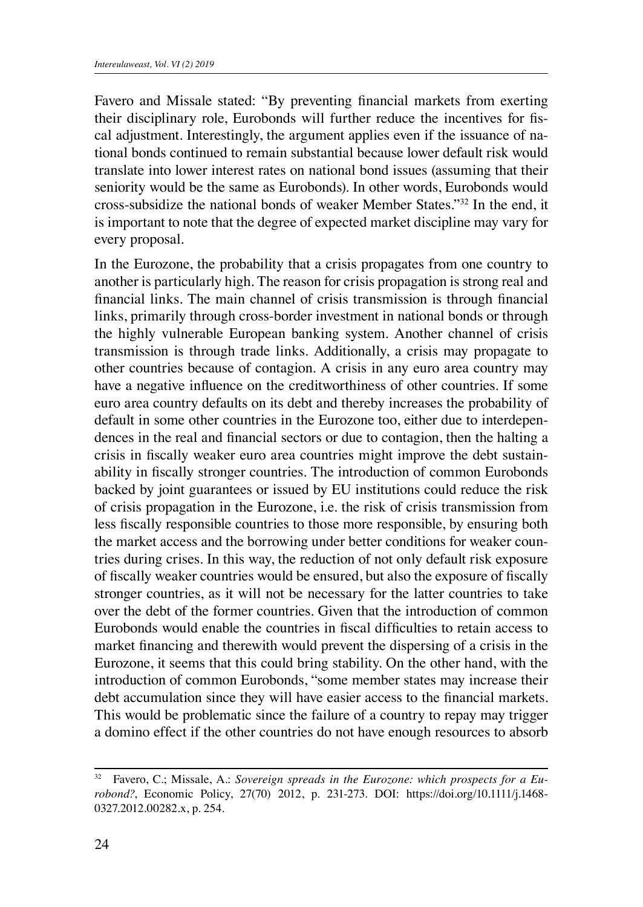Favero and Missale stated: "By preventing financial markets from exerting their disciplinary role, Eurobonds will further reduce the incentives for fiscal adjustment. Interestingly, the argument applies even if the issuance of national bonds continued to remain substantial because lower default risk would translate into lower interest rates on national bond issues (assuming that their seniority would be the same as Eurobonds). In other words, Eurobonds would cross-subsidize the national bonds of weaker Member States."[32] In the end, it is important to note that the degree of expected market discipline may vary for every proposal.

In the Eurozone, the probability that a crisis propagates from one country to another is particularly high. The reason for crisis propagation is strong real and financial links. The main channel of crisis transmission is through financial links, primarily through cross-border investment in national bonds or through the highly vulnerable European banking system. Another channel of crisis transmission is through trade links. Additionally, a crisis may propagate to other countries because of contagion. A crisis in any euro area country may have a negative influence on the creditworthiness of other countries. If some euro area country defaults on its debt and thereby increases the probability of default in some other countries in the Eurozone too, either due to interdependences in the real and financial sectors or due to contagion, then the halting a crisis in fiscally weaker euro area countries might improve the debt sustainability in fiscally stronger countries. The introduction of common Eurobonds backed by joint guarantees or issued by EU institutions could reduce the risk of crisis propagation in the Eurozone, i.e. the risk of crisis transmission from less fiscally responsible countries to those more responsible, by ensuring both the market access and the borrowing under better conditions for weaker countries during crises. In this way, the reduction of not only default risk exposure of fiscally weaker countries would be ensured, but also the exposure of fiscally stronger countries, as it will not be necessary for the latter countries to take over the debt of the former countries. Given that the introduction of common Eurobonds would enable the countries in fiscal difficulties to retain access to market financing and therewith would prevent the dispersing of a crisis in the Eurozone, it seems that this could bring stability. On the other hand, with the introduction of common Eurobonds, "some member states may increase their debt accumulation since they will have easier access to the financial markets. This would be problematic since the failure of a country to repay may trigger a domino effect if the other countries do not have enough resources to absorb

---

[32] Favero, C.; Missale, A.: *Sovereign spreads in the Eurozone: which prospects for a Eurobond?*, Economic Policy, 27(70) 2012, p. 231-273. DOI: https://doi.org/10.1111/j.1468-0327.2012.00282.x, p. 254.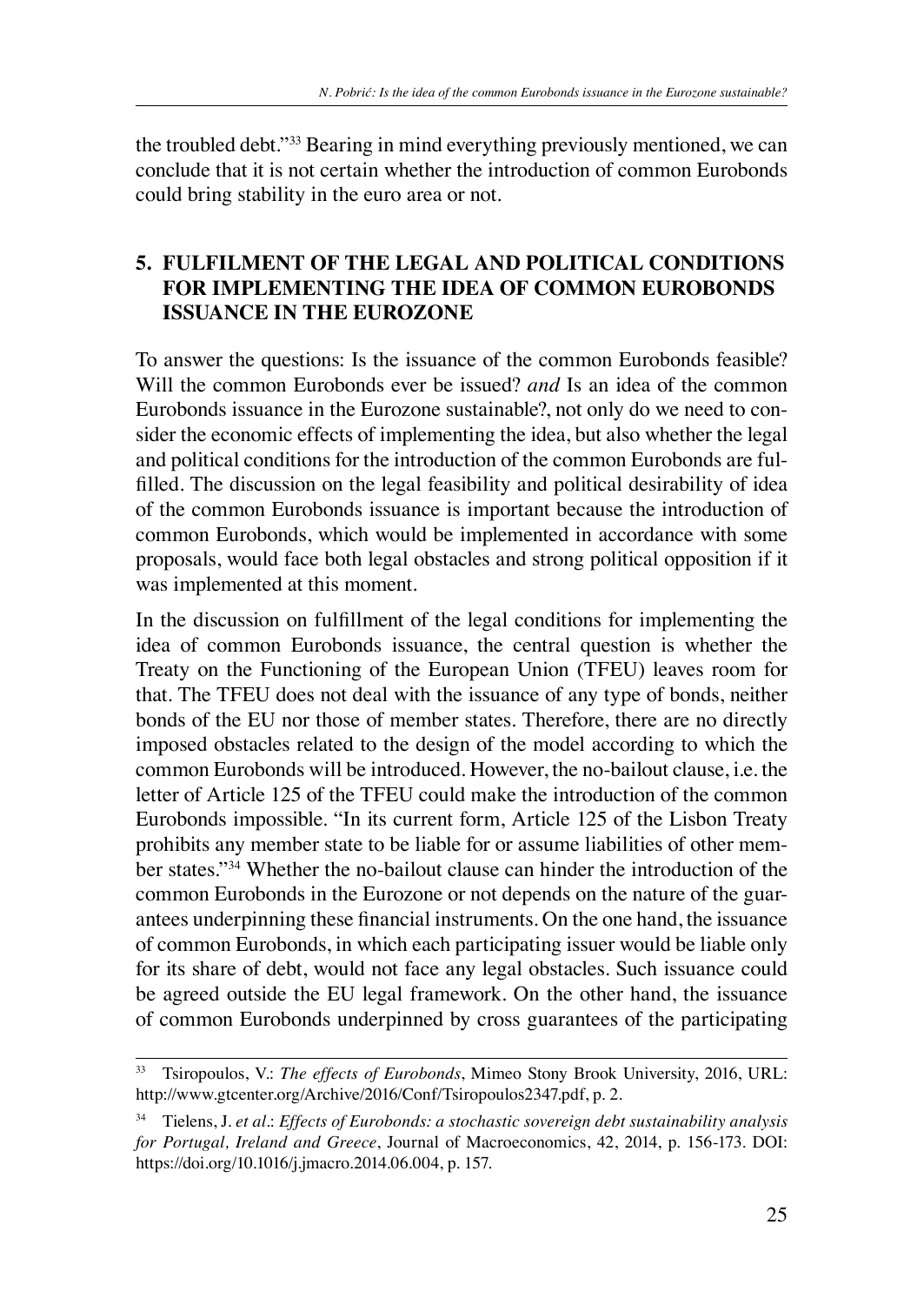the troubled debt."[33] Bearing in mind everything previously mentioned, we can conclude that it is not certain whether the introduction of common Eurobonds could bring stability in the euro area or not.

## 5. FULFILMENT OF THE LEGAL AND POLITICAL CONDITIONS FOR IMPLEMENTING THE IDEA OF COMMON EUROBONDS ISSUANCE IN THE EUROZONE

To answer the questions: Is the issuance of the common Eurobonds feasible? Will the common Eurobonds ever be issued? *and* Is an idea of the common Eurobonds issuance in the Eurozone sustainable?, not only do we need to consider the economic effects of implementing the idea, but also whether the legal and political conditions for the introduction of the common Eurobonds are fulfilled. The discussion on the legal feasibility and political desirability of idea of the common Eurobonds issuance is important because the introduction of common Eurobonds, which would be implemented in accordance with some proposals, would face both legal obstacles and strong political opposition if it was implemented at this moment.

In the discussion on fulfillment of the legal conditions for implementing the idea of common Eurobonds issuance, the central question is whether the Treaty on the Functioning of the European Union (TFEU) leaves room for that. The TFEU does not deal with the issuance of any type of bonds, neither bonds of the EU nor those of member states. Therefore, there are no directly imposed obstacles related to the design of the model according to which the common Eurobonds will be introduced. However, the no-bailout clause, i.e. the letter of Article 125 of the TFEU could make the introduction of the common Eurobonds impossible. "In its current form, Article 125 of the Lisbon Treaty prohibits any member state to be liable for or assume liabilities of other member states."[34] Whether the no-bailout clause can hinder the introduction of the common Eurobonds in the Eurozone or not depends on the nature of the guarantees underpinning these financial instruments. On the one hand, the issuance of common Eurobonds, in which each participating issuer would be liable only for its share of debt, would not face any legal obstacles. Such issuance could be agreed outside the EU legal framework. On the other hand, the issuance of common Eurobonds underpinned by cross guarantees of the participating

---

[33] Tsiropoulos, V.: *The effects of Eurobonds*, Mimeo Stony Brook University, 2016, URL: http://www.gtcenter.org/Archive/2016/Conf/Tsiropoulos2347.pdf, p. 2.

[34] Tielens, J. *et al.*: *Effects of Eurobonds: a stochastic sovereign debt sustainability analysis for Portugal, Ireland and Greece*, Journal of Macroeconomics, 42, 2014, p. 156-173. DOI: https://doi.org/10.1016/j.jmacro.2014.06.004, p. 157.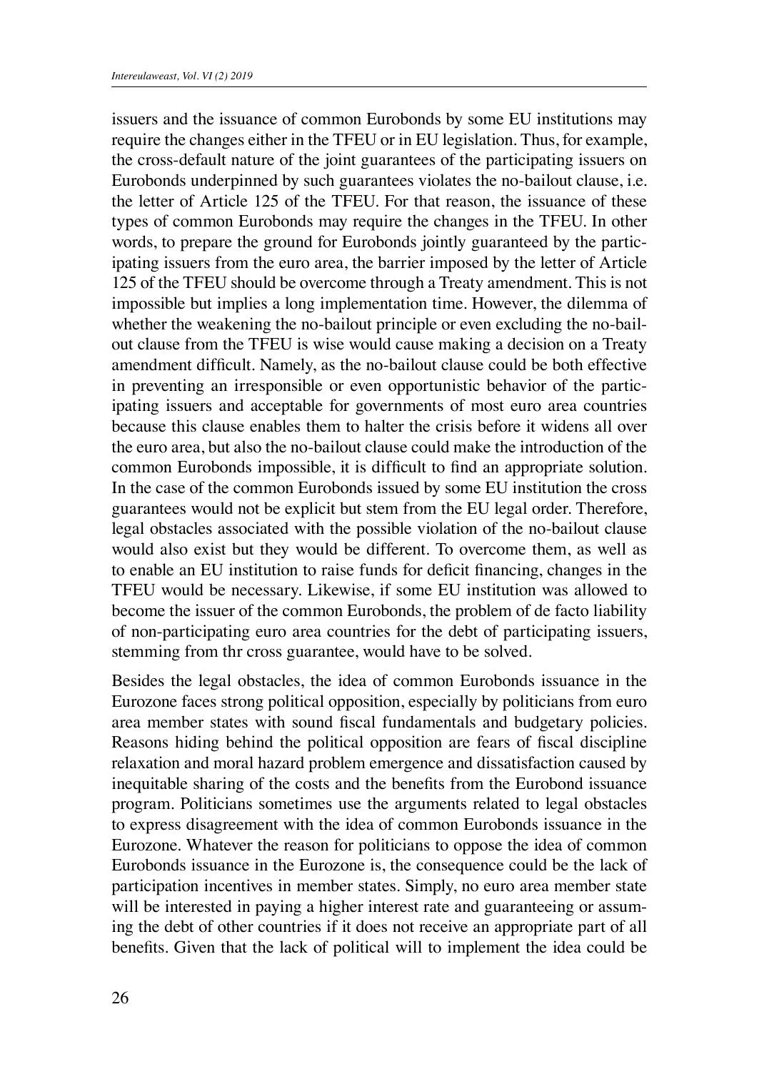issuers and the issuance of common Eurobonds by some EU institutions may require the changes either in the TFEU or in EU legislation. Thus, for example, the cross-default nature of the joint guarantees of the participating issuers on Eurobonds underpinned by such guarantees violates the no-bailout clause, i.e. the letter of Article 125 of the TFEU. For that reason, the issuance of these types of common Eurobonds may require the changes in the TFEU. In other words, to prepare the ground for Eurobonds jointly guaranteed by the participating issuers from the euro area, the barrier imposed by the letter of Article 125 of the TFEU should be overcome through a Treaty amendment. This is not impossible but implies a long implementation time. However, the dilemma of whether the weakening the no-bailout principle or even excluding the no-bailout clause from the TFEU is wise would cause making a decision on a Treaty amendment difficult. Namely, as the no-bailout clause could be both effective in preventing an irresponsible or even opportunistic behavior of the participating issuers and acceptable for governments of most euro area countries because this clause enables them to halter the crisis before it widens all over the euro area, but also the no-bailout clause could make the introduction of the common Eurobonds impossible, it is difficult to find an appropriate solution. In the case of the common Eurobonds issued by some EU institution the cross guarantees would not be explicit but stem from the EU legal order. Therefore, legal obstacles associated with the possible violation of the no-bailout clause would also exist but they would be different. To overcome them, as well as to enable an EU institution to raise funds for deficit financing, changes in the TFEU would be necessary. Likewise, if some EU institution was allowed to become the issuer of the common Eurobonds, the problem of de facto liability of non-participating euro area countries for the debt of participating issuers, stemming from thr cross guarantee, would have to be solved.

Besides the legal obstacles, the idea of common Eurobonds issuance in the Eurozone faces strong political opposition, especially by politicians from euro area member states with sound fiscal fundamentals and budgetary policies. Reasons hiding behind the political opposition are fears of fiscal discipline relaxation and moral hazard problem emergence and dissatisfaction caused by inequitable sharing of the costs and the benefits from the Eurobond issuance program. Politicians sometimes use the arguments related to legal obstacles to express disagreement with the idea of common Eurobonds issuance in the Eurozone. Whatever the reason for politicians to oppose the idea of common Eurobonds issuance in the Eurozone is, the consequence could be the lack of participation incentives in member states. Simply, no euro area member state will be interested in paying a higher interest rate and guaranteeing or assuming the debt of other countries if it does not receive an appropriate part of all benefits. Given that the lack of political will to implement the idea could be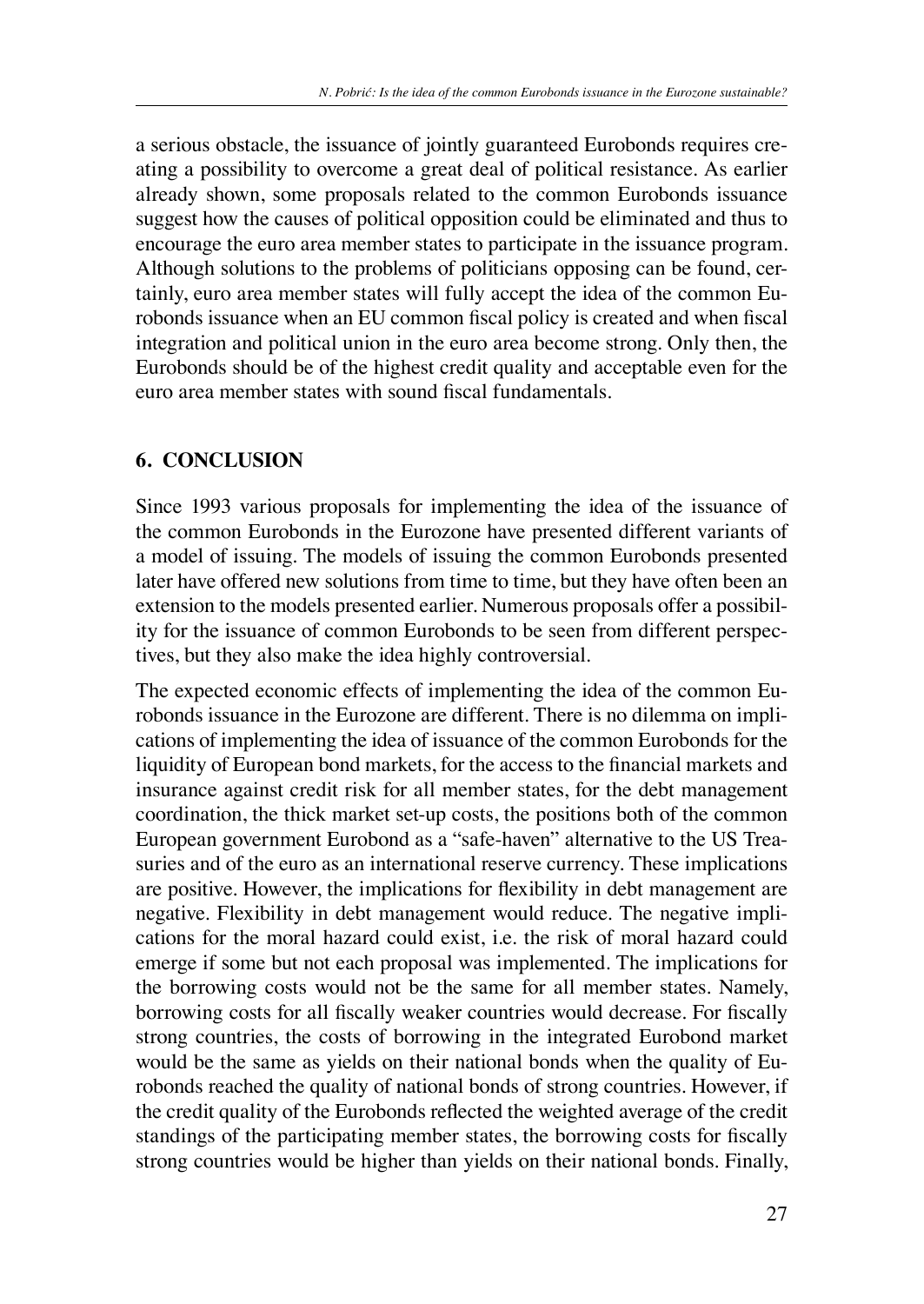a serious obstacle, the issuance of jointly guaranteed Eurobonds requires creating a possibility to overcome a great deal of political resistance. As earlier already shown, some proposals related to the common Eurobonds issuance suggest how the causes of political opposition could be eliminated and thus to encourage the euro area member states to participate in the issuance program. Although solutions to the problems of politicians opposing can be found, certainly, euro area member states will fully accept the idea of the common Eurobonds issuance when an EU common fiscal policy is created and when fiscal integration and political union in the euro area become strong. Only then, the Eurobonds should be of the highest credit quality and acceptable even for the euro area member states with sound fiscal fundamentals.

## 6. CONCLUSION

Since 1993 various proposals for implementing the idea of the issuance of the common Eurobonds in the Eurozone have presented different variants of a model of issuing. The models of issuing the common Eurobonds presented later have offered new solutions from time to time, but they have often been an extension to the models presented earlier. Numerous proposals offer a possibility for the issuance of common Eurobonds to be seen from different perspectives, but they also make the idea highly controversial.

The expected economic effects of implementing the idea of the common Eurobonds issuance in the Eurozone are different. There is no dilemma on implications of implementing the idea of issuance of the common Eurobonds for the liquidity of European bond markets, for the access to the financial markets and insurance against credit risk for all member states, for the debt management coordination, the thick market set-up costs, the positions both of the common European government Eurobond as a "safe-haven" alternative to the US Treasuries and of the euro as an international reserve currency. These implications are positive. However, the implications for flexibility in debt management are negative. Flexibility in debt management would reduce. The negative implications for the moral hazard could exist, i.e. the risk of moral hazard could emerge if some but not each proposal was implemented. The implications for the borrowing costs would not be the same for all member states. Namely, borrowing costs for all fiscally weaker countries would decrease. For fiscally strong countries, the costs of borrowing in the integrated Eurobond market would be the same as yields on their national bonds when the quality of Eurobonds reached the quality of national bonds of strong countries. However, if the credit quality of the Eurobonds reflected the weighted average of the credit standings of the participating member states, the borrowing costs for fiscally strong countries would be higher than yields on their national bonds. Finally,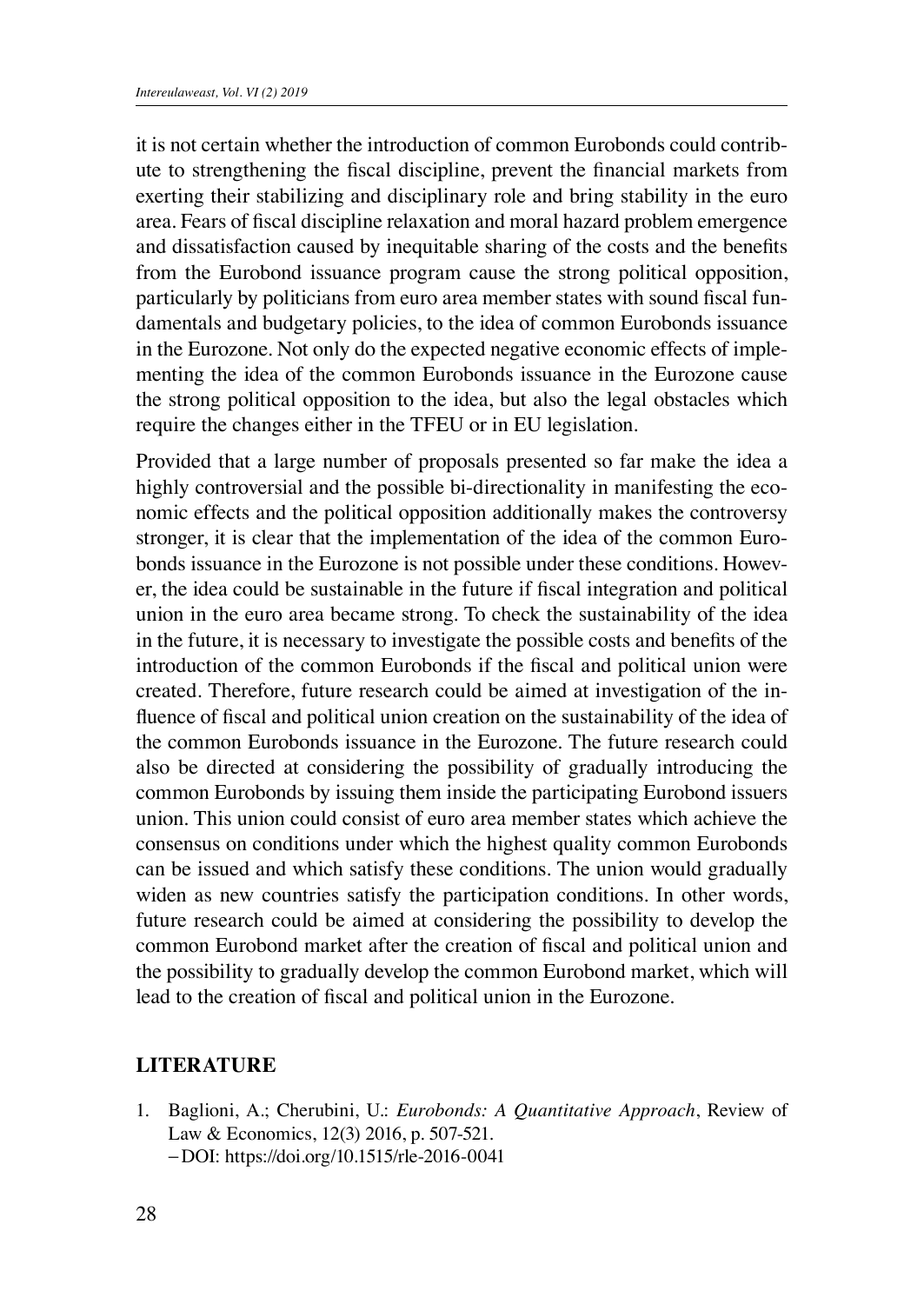it is not certain whether the introduction of common Eurobonds could contribute to strengthening the fiscal discipline, prevent the financial markets from exerting their stabilizing and disciplinary role and bring stability in the euro area. Fears of fiscal discipline relaxation and moral hazard problem emergence and dissatisfaction caused by inequitable sharing of the costs and the benefits from the Eurobond issuance program cause the strong political opposition, particularly by politicians from euro area member states with sound fiscal fundamentals and budgetary policies, to the idea of common Eurobonds issuance in the Eurozone. Not only do the expected negative economic effects of implementing the idea of the common Eurobonds issuance in the Eurozone cause the strong political opposition to the idea, but also the legal obstacles which require the changes either in the TFEU or in EU legislation.

Provided that a large number of proposals presented so far make the idea a highly controversial and the possible bi-directionality in manifesting the economic effects and the political opposition additionally makes the controversy stronger, it is clear that the implementation of the idea of the common Eurobonds issuance in the Eurozone is not possible under these conditions. However, the idea could be sustainable in the future if fiscal integration and political union in the euro area became strong. To check the sustainability of the idea in the future, it is necessary to investigate the possible costs and benefits of the introduction of the common Eurobonds if the fiscal and political union were created. Therefore, future research could be aimed at investigation of the influence of fiscal and political union creation on the sustainability of the idea of the common Eurobonds issuance in the Eurozone. The future research could also be directed at considering the possibility of gradually introducing the common Eurobonds by issuing them inside the participating Eurobond issuers union. This union could consist of euro area member states which achieve the consensus on conditions under which the highest quality common Eurobonds can be issued and which satisfy these conditions. The union would gradually widen as new countries satisfy the participation conditions. In other words, future research could be aimed at considering the possibility to develop the common Eurobond market after the creation of fiscal and political union and the possibility to gradually develop the common Eurobond market, which will lead to the creation of fiscal and political union in the Eurozone.

## LITERATURE

1. Baglioni, A.; Cherubini, U.: *Eurobonds: A Quantitative Approach*, Review of Law & Economics, 12(3) 2016, p. 507-521.
   – DOI: https://doi.org/10.1515/rle-2016-0041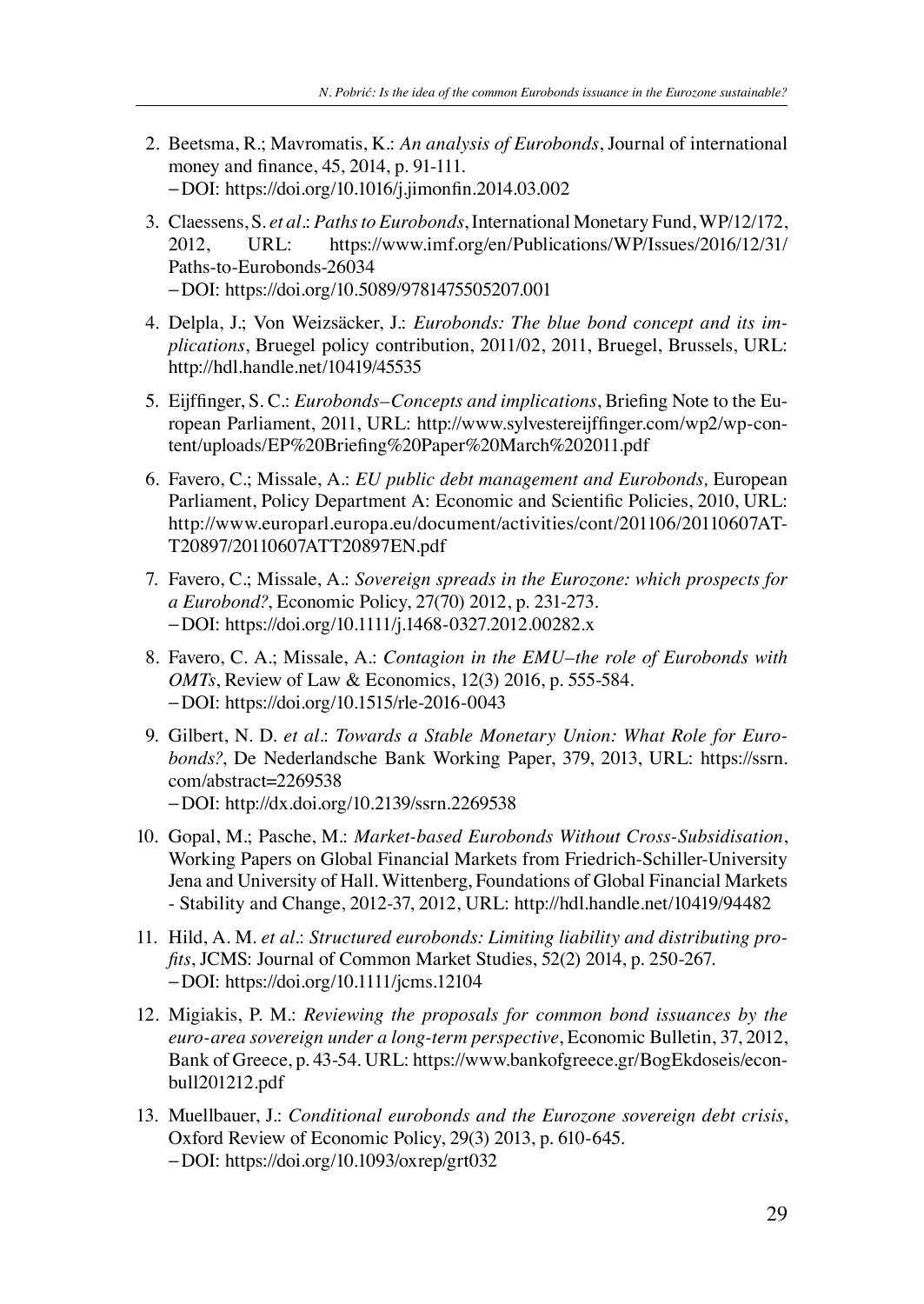2. Beetsma, R.; Mavromatis, K.: *An analysis of Eurobonds*, Journal of international money and finance, 45, 2014, p. 91-111.
   – DOI: https://doi.org/10.1016/j.jimonfin.2014.03.002
3. Claessens, S. *et al*.: *Paths to Eurobonds*, International Monetary Fund, WP/12/172, 2012, URL: https://www.imf.org/en/Publications/WP/Issues/2016/12/31/Paths-to-Eurobonds-26034
   – DOI: https://doi.org/10.5089/9781475505207.001
4. Delpla, J.; Von Weizsäcker, J.: *Eurobonds: The blue bond concept and its implications*, Bruegel policy contribution, 2011/02, 2011, Bruegel, Brussels, URL: http://hdl.handle.net/10419/45535
5. Eijffinger, S. C.: *Eurobonds–Concepts and implications*, Briefing Note to the European Parliament, 2011, URL: http://www.sylvestereijffinger.com/wp2/wp-content/uploads/EP%20Briefing%20Paper%20March%202011.pdf
6. Favero, C.; Missale, A.: *EU public debt management and Eurobonds,* European Parliament, Policy Department A: Economic and Scientific Policies, 2010, URL: http://www.europarl.europa.eu/document/activities/cont/201106/20110607ATT20897/20110607ATT20897EN.pdf
7. Favero, C.; Missale, A.: *Sovereign spreads in the Eurozone: which prospects for a Eurobond?*, Economic Policy, 27(70) 2012, p. 231-273.
   – DOI: https://doi.org/10.1111/j.1468-0327.2012.00282.x
8. Favero, C. A.; Missale, A.: *Contagion in the EMU–the role of Eurobonds with OMTs*, Review of Law & Economics, 12(3) 2016, p. 555-584.
   – DOI: https://doi.org/10.1515/rle-2016-0043
9. Gilbert, N. D. *et al*.: *Towards a Stable Monetary Union: What Role for Eurobonds?*, De Nederlandsche Bank Working Paper, 379, 2013, URL: https://ssrn.com/abstract=2269538
   – DOI: http://dx.doi.org/10.2139/ssrn.2269538
10. Gopal, M.; Pasche, M.: *Market-based Eurobonds Without Cross-Subsidisation*, Working Papers on Global Financial Markets from Friedrich-Schiller-University Jena and University of Hall. Wittenberg, Foundations of Global Financial Markets - Stability and Change, 2012-37, 2012, URL: http://hdl.handle.net/10419/94482
11. Hild, A. M. *et al*.: *Structured eurobonds: Limiting liability and distributing profits*, JCMS: Journal of Common Market Studies, 52(2) 2014, p. 250-267.
    – DOI: https://doi.org/10.1111/jcms.12104
12. Migiakis, P. M.: *Reviewing the proposals for common bond issuances by the euro-area sovereign under a long-term perspective*, Economic Bulletin, 37, 2012, Bank of Greece, p. 43-54. URL: https://www.bankofgreece.gr/BogEkdoseis/econbull201212.pdf
13. Muellbauer, J.: *Conditional eurobonds and the Eurozone sovereign debt crisis*, Oxford Review of Economic Policy, 29(3) 2013, p. 610-645.
    – DOI: https://doi.org/10.1093/oxrep/grt032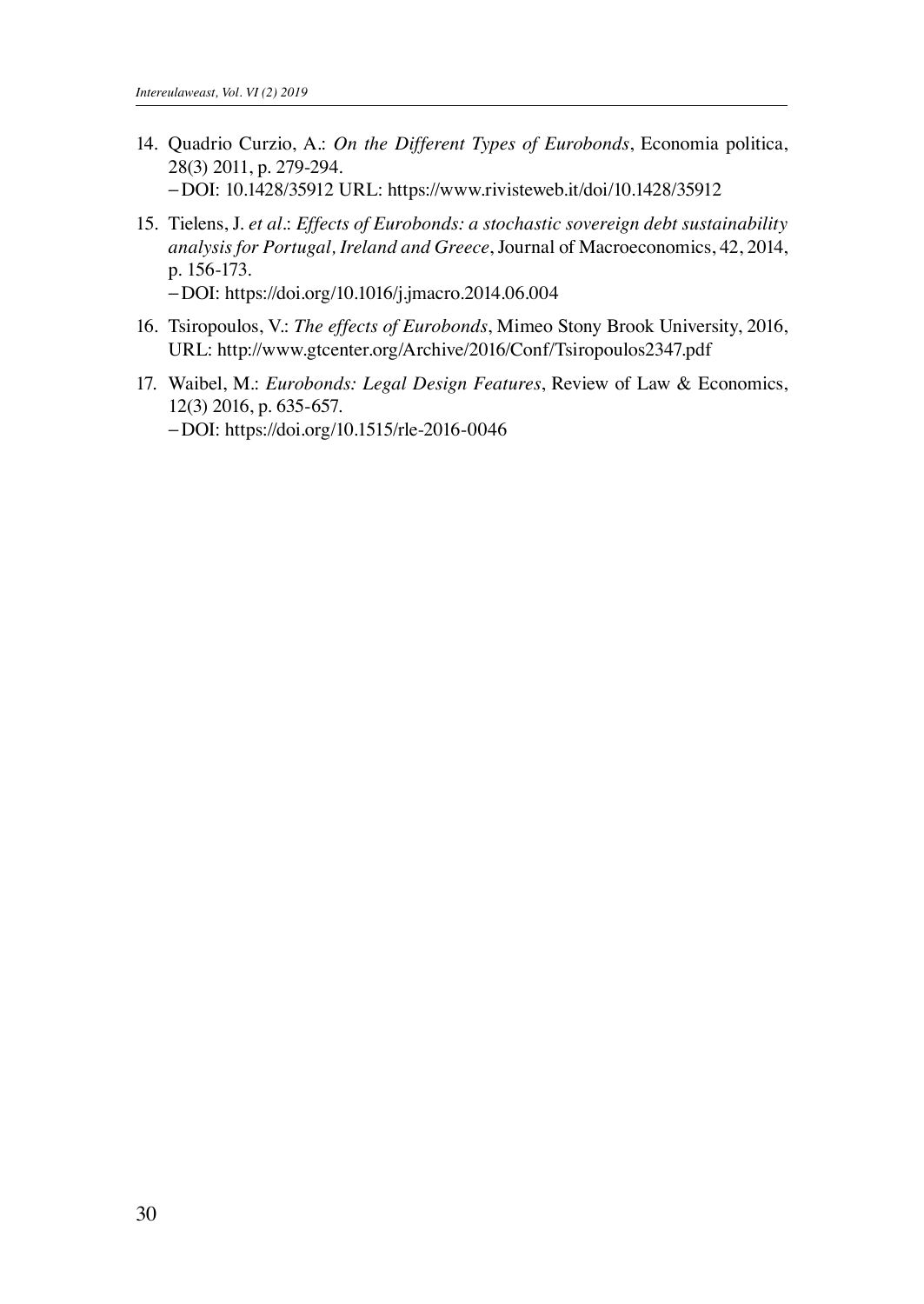14. Quadrio Curzio, A.: *On the Different Types of Eurobonds*, Economia politica, 28(3) 2011, p. 279-294.
    – DOI: 10.1428/35912 URL: https://www.rivisteweb.it/doi/10.1428/35912
15. Tielens, J. *et al*.: *Effects of Eurobonds: a stochastic sovereign debt sustainability analysis for Portugal, Ireland and Greece*, Journal of Macroeconomics, 42, 2014, p. 156-173.
    – DOI: https://doi.org/10.1016/j.jmacro.2014.06.004
16. Tsiropoulos, V.: *The effects of Eurobonds*, Mimeo Stony Brook University, 2016, URL: http://www.gtcenter.org/Archive/2016/Conf/Tsiropoulos2347.pdf
17. Waibel, M.: *Eurobonds: Legal Design Features*, Review of Law & Economics, 12(3) 2016, p. 635-657.
    – DOI: https://doi.org/10.1515/rle-2016-0046